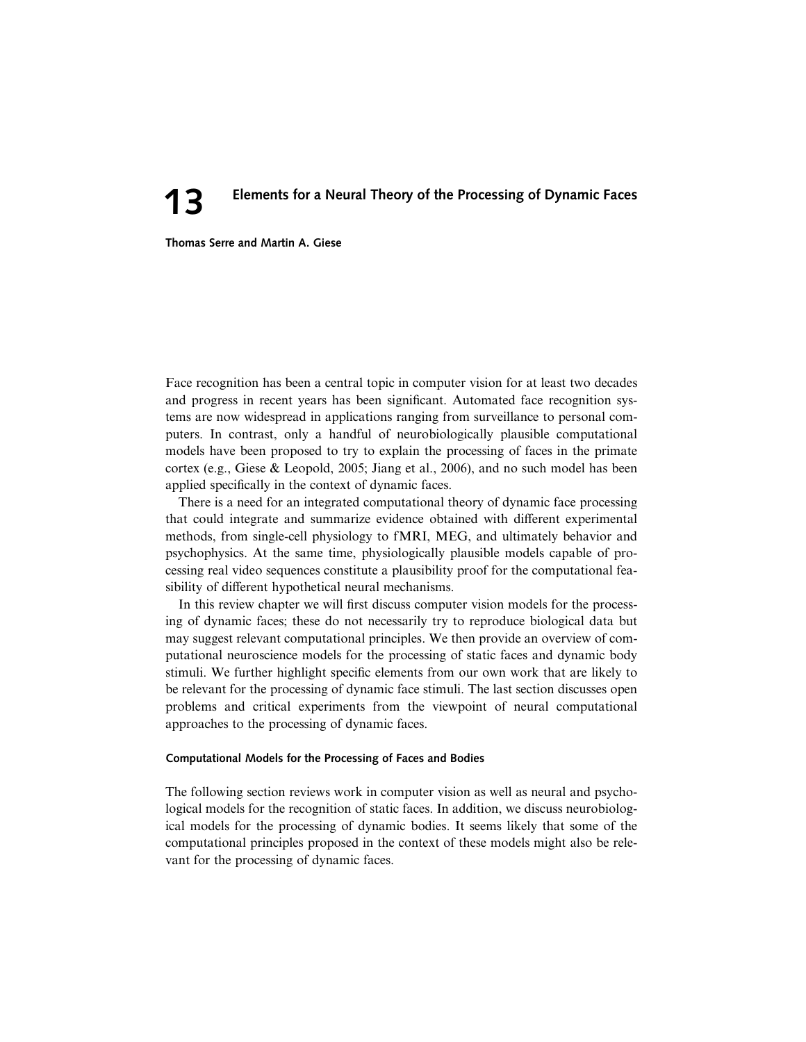# 13 Elements for a Neural Theory of the Processing of Dynamic Faces

**Thomas Serre and Martin A. Giese**

Face recognition has been a central topic in computer vision for at least two decades and progress in recent years has been significant. Automated face recognition systems are now widespread in applications ranging from surveillance to personal computers. In contrast, only a handful of neurobiologically plausible computational models have been proposed to try to explain the processing of faces in the primate cortex (e.g., Giese & Leopold, 2005; Jiang et al., 2006), and no such model has been applied specifically in the context of dynamic faces.

There is a need for an integrated computational theory of dynamic face processing that could integrate and summarize evidence obtained with different experimental methods, from single-cell physiology to fMRI, MEG, and ultimately behavior and psychophysics. At the same time, physiologically plausible models capable of processing real video sequences constitute a plausibility proof for the computational feasibility of different hypothetical neural mechanisms.

In this review chapter we will first discuss computer vision models for the processing of dynamic faces; these do not necessarily try to reproduce biological data but may suggest relevant computational principles. We then provide an overview of computational neuroscience models for the processing of static faces and dynamic body stimuli. We further highlight specific elements from our own work that are likely to be relevant for the processing of dynamic face stimuli. The last section discusses open problems and critical experiments from the viewpoint of neural computational approaches to the processing of dynamic faces.

## Computational Models for the Processing of Faces and Bodies

The following section reviews work in computer vision as well as neural and psychological models for the recognition of static faces. In addition, we discuss neurobiological models for the processing of dynamic bodies. It seems likely that some of the computational principles proposed in the context of these models might also be relevant for the processing of dynamic faces.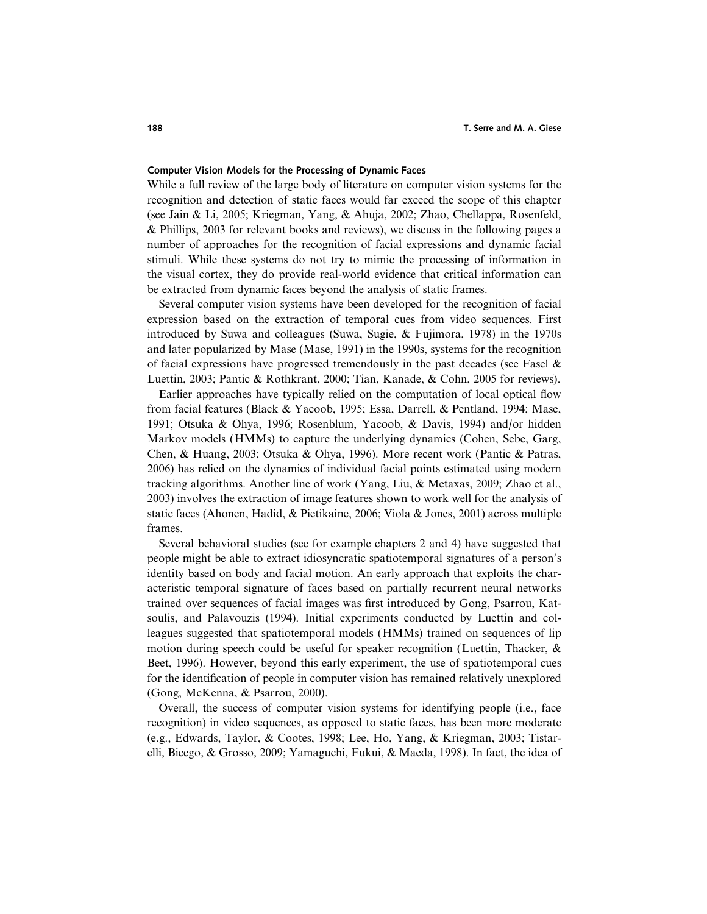## Computer Vision Models for the Processing of Dynamic Faces

While a full review of the large body of literature on computer vision systems for the recognition and detection of static faces would far exceed the scope of this chapter (see Jain & Li, 2005; Kriegman, Yang, & Ahuja, 2002; Zhao, Chellappa, Rosenfeld, & Phillips, 2003 for relevant books and reviews), we discuss in the following pages a number of approaches for the recognition of facial expressions and dynamic facial stimuli. While these systems do not try to mimic the processing of information in the visual cortex, they do provide real-world evidence that critical information can be extracted from dynamic faces beyond the analysis of static frames.

Several computer vision systems have been developed for the recognition of facial expression based on the extraction of temporal cues from video sequences. First introduced by Suwa and colleagues (Suwa, Sugie, & Fujimora, 1978) in the 1970s and later popularized by Mase (Mase, 1991) in the 1990s, systems for the recognition of facial expressions have progressed tremendously in the past decades (see Fasel & Luettin, 2003; Pantic & Rothkrant, 2000; Tian, Kanade, & Cohn, 2005 for reviews).

Earlier approaches have typically relied on the computation of local optical flow from facial features (Black & Yacoob, 1995; Essa, Darrell, & Pentland, 1994; Mase, 1991; Otsuka & Ohya, 1996; Rosenblum, Yacoob, & Davis, 1994) and/or hidden Markov models (HMMs) to capture the underlying dynamics (Cohen, Sebe, Garg, Chen, & Huang, 2003; Otsuka & Ohya, 1996). More recent work (Pantic & Patras, 2006) has relied on the dynamics of individual facial points estimated using modern tracking algorithms. Another line of work (Yang, Liu, & Metaxas, 2009; Zhao et al., 2003) involves the extraction of image features shown to work well for the analysis of static faces (Ahonen, Hadid, & Pietikaine, 2006; Viola & Jones, 2001) across multiple frames.

Several behavioral studies (see for example chapters 2 and 4) have suggested that people might be able to extract idiosyncratic spatiotemporal signatures of a person's identity based on body and facial motion. An early approach that exploits the characteristic temporal signature of faces based on partially recurrent neural networks trained over sequences of facial images was first introduced by Gong, Psarrou, Katsoulis, and Palavouzis (1994). Initial experiments conducted by Luettin and colleagues suggested that spatiotemporal models (HMMs) trained on sequences of lip motion during speech could be useful for speaker recognition (Luettin, Thacker, & Beet, 1996). However, beyond this early experiment, the use of spatiotemporal cues for the identification of people in computer vision has remained relatively unexplored (Gong, McKenna, & Psarrou, 2000).

Overall, the success of computer vision systems for identifying people (i.e., face recognition) in video sequences, as opposed to static faces, has been more moderate (e.g., Edwards, Taylor, & Cootes, 1998; Lee, Ho, Yang, & Kriegman, 2003; Tistarelli, Bicego, & Grosso, 2009; Yamaguchi, Fukui, & Maeda, 1998). In fact, the idea of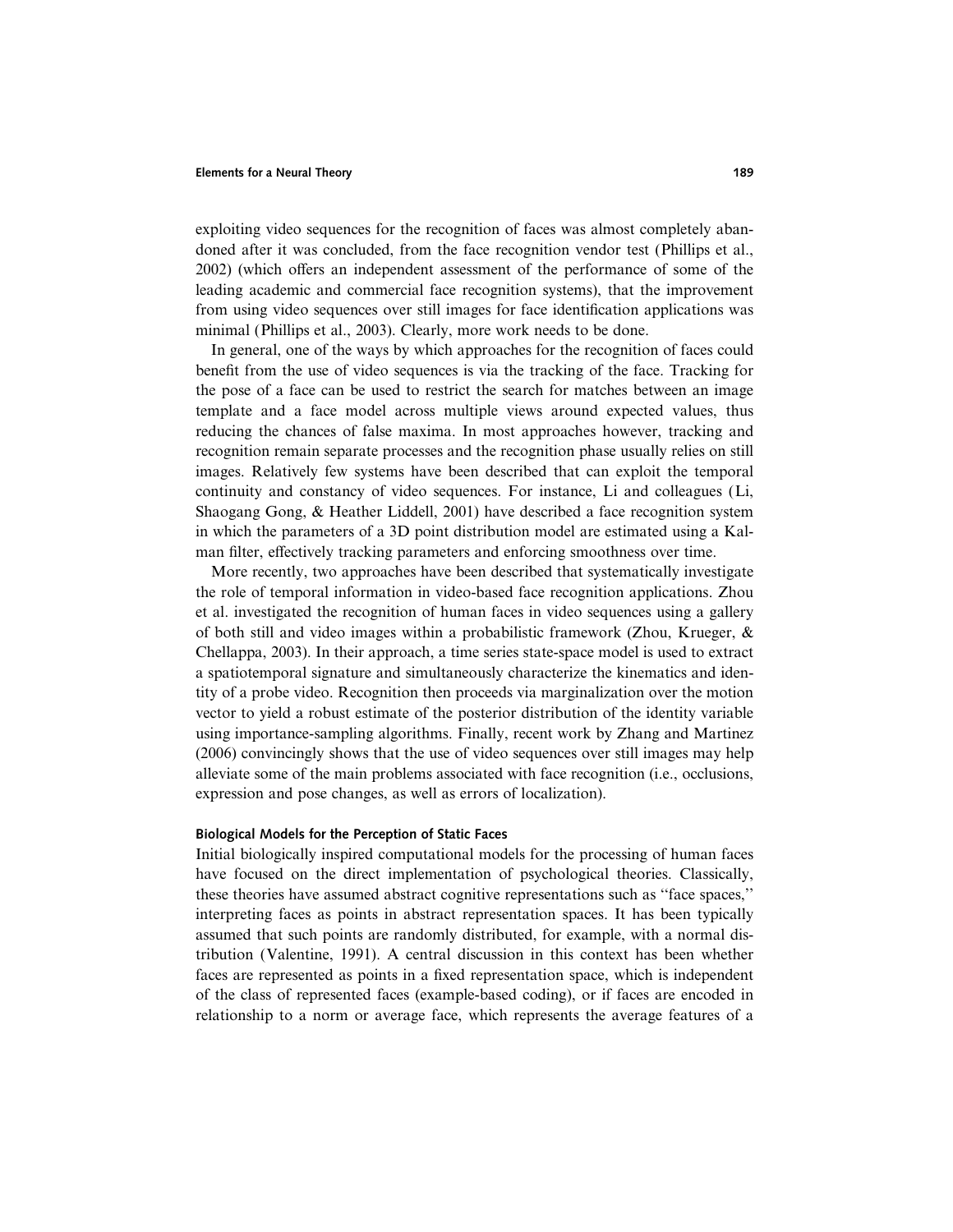exploiting video sequences for the recognition of faces was almost completely abandoned after it was concluded, from the face recognition vendor test (Phillips et al., 2002) (which offers an independent assessment of the performance of some of the leading academic and commercial face recognition systems), that the improvement from using video sequences over still images for face identification applications was minimal (Phillips et al., 2003). Clearly, more work needs to be done.

In general, one of the ways by which approaches for the recognition of faces could benefit from the use of video sequences is via the tracking of the face. Tracking for the pose of a face can be used to restrict the search for matches between an image template and a face model across multiple views around expected values, thus reducing the chances of false maxima. In most approaches however, tracking and recognition remain separate processes and the recognition phase usually relies on still images. Relatively few systems have been described that can exploit the temporal continuity and constancy of video sequences. For instance, Li and colleagues (Li, Shaogang Gong, & Heather Liddell, 2001) have described a face recognition system in which the parameters of a 3D point distribution model are estimated using a Kalman filter, effectively tracking parameters and enforcing smoothness over time.

More recently, two approaches have been described that systematically investigate the role of temporal information in video-based face recognition applications. Zhou et al. investigated the recognition of human faces in video sequences using a gallery of both still and video images within a probabilistic framework (Zhou, Krueger, & Chellappa, 2003). In their approach, a time series state-space model is used to extract a spatiotemporal signature and simultaneously characterize the kinematics and identity of a probe video. Recognition then proceeds via marginalization over the motion vector to yield a robust estimate of the posterior distribution of the identity variable using importance-sampling algorithms. Finally, recent work by Zhang and Martinez (2006) convincingly shows that the use of video sequences over still images may help alleviate some of the main problems associated with face recognition (i.e., occlusions, expression and pose changes, as well as errors of localization).

### Biological Models for the Perception of Static Faces

Initial biologically inspired computational models for the processing of human faces have focused on the direct implementation of psychological theories. Classically, these theories have assumed abstract cognitive representations such as "face spaces," interpreting faces as points in abstract representation spaces. It has been typically assumed that such points are randomly distributed, for example, with a normal distribution (Valentine, 1991). A central discussion in this context has been whether faces are represented as points in a fixed representation space, which is independent of the class of represented faces (example-based coding), or if faces are encoded in relationship to a norm or average face, which represents the average features of a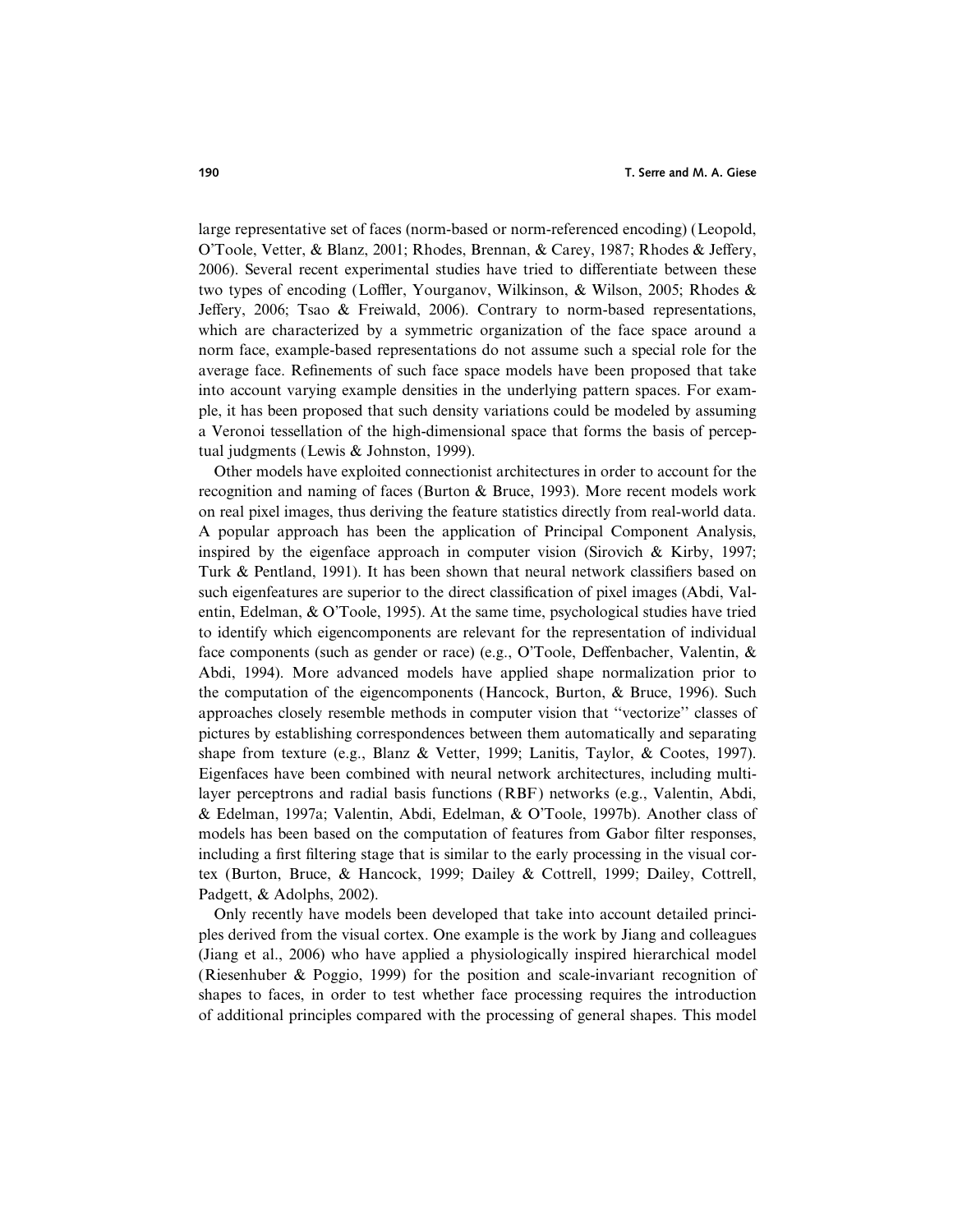large representative set of faces (norm-based or norm-referenced encoding) (Leopold, O'Toole, Vetter, & Blanz, 2001; Rhodes, Brennan, & Carey, 1987; Rhodes & Jeffery, 2006). Several recent experimental studies have tried to differentiate between these two types of encoding (Loffler, Yourganov, Wilkinson, & Wilson, 2005; Rhodes & Jeffery, 2006; Tsao & Freiwald, 2006). Contrary to norm-based representations, which are characterized by a symmetric organization of the face space around a norm face, example-based representations do not assume such a special role for the average face. Refinements of such face space models have been proposed that take into account varying example densities in the underlying pattern spaces. For example, it has been proposed that such density variations could be modeled by assuming a Veronoi tessellation of the high-dimensional space that forms the basis of perceptual judgments (Lewis & Johnston, 1999).

Other models have exploited connectionist architectures in order to account for the recognition and naming of faces (Burton & Bruce, 1993). More recent models work on real pixel images, thus deriving the feature statistics directly from real-world data. A popular approach has been the application of Principal Component Analysis, inspired by the eigenface approach in computer vision (Sirovich & Kirby, 1997; Turk & Pentland, 1991). It has been shown that neural network classifiers based on such eigenfeatures are superior to the direct classification of pixel images (Abdi, Valentin, Edelman, & O'Toole, 1995). At the same time, psychological studies have tried to identify which eigencomponents are relevant for the representation of individual face components (such as gender or race) (e.g., O'Toole, Deffenbacher, Valentin, & Abdi, 1994). More advanced models have applied shape normalization prior to the computation of the eigencomponents (Hancock, Burton, & Bruce, 1996). Such approaches closely resemble methods in computer vision that "vectorize" classes of pictures by establishing correspondences between them automatically and separating shape from texture (e.g., Blanz & Vetter, 1999; Lanitis, Taylor, & Cootes, 1997). Eigenfaces have been combined with neural network architectures, including multilayer perceptrons and radial basis functions (RBF) networks (e.g., Valentin, Abdi, & Edelman, 1997a; Valentin, Abdi, Edelman, & O'Toole, 1997b). Another class of models has been based on the computation of features from Gabor filter responses, including a first filtering stage that is similar to the early processing in the visual cortex (Burton, Bruce, & Hancock, 1999; Dailey & Cottrell, 1999; Dailey, Cottrell, Padgett, & Adolphs, 2002).

Only recently have models been developed that take into account detailed principles derived from the visual cortex. One example is the work by Jiang and colleagues (Jiang et al., 2006) who have applied a physiologically inspired hierarchical model (Riesenhuber & Poggio, 1999) for the position and scale-invariant recognition of shapes to faces, in order to test whether face processing requires the introduction of additional principles compared with the processing of general shapes. This model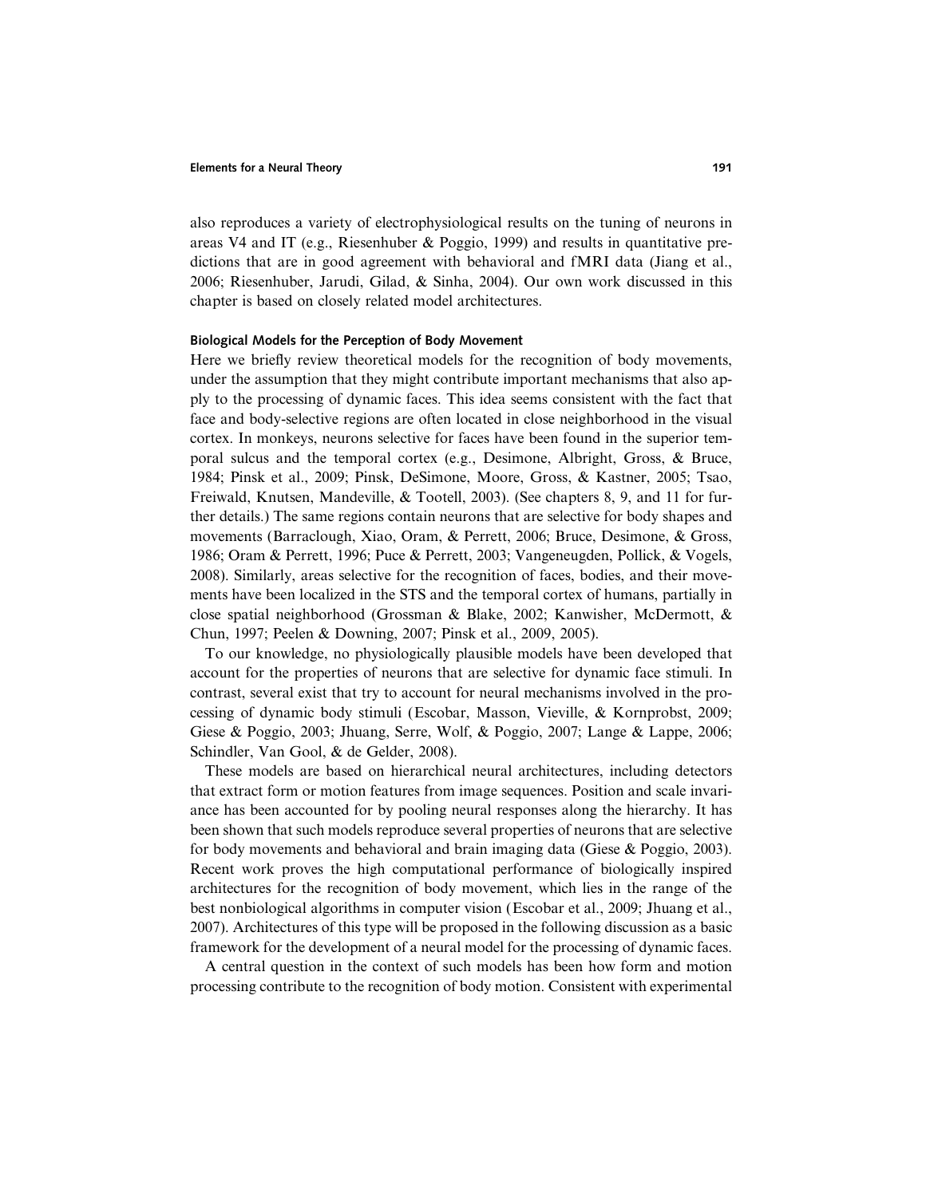also reproduces a variety of electrophysiological results on the tuning of neurons in areas V4 and IT (e.g., Riesenhuber & Poggio, 1999) and results in quantitative predictions that are in good agreement with behavioral and fMRI data (Jiang et al., 2006; Riesenhuber, Jarudi, Gilad, & Sinha, 2004). Our own work discussed in this chapter is based on closely related model architectures.

### Biological Models for the Perception of Body Movement

Here we briefly review theoretical models for the recognition of body movements, under the assumption that they might contribute important mechanisms that also apply to the processing of dynamic faces. This idea seems consistent with the fact that face and body-selective regions are often located in close neighborhood in the visual cortex. In monkeys, neurons selective for faces have been found in the superior temporal sulcus and the temporal cortex (e.g., Desimone, Albright, Gross, & Bruce, 1984; Pinsk et al., 2009; Pinsk, DeSimone, Moore, Gross, & Kastner, 2005; Tsao, Freiwald, Knutsen, Mandeville, & Tootell, 2003). (See chapters 8, 9, and 11 for further details.) The same regions contain neurons that are selective for body shapes and movements (Barraclough, Xiao, Oram, & Perrett, 2006; Bruce, Desimone, & Gross, 1986; Oram & Perrett, 1996; Puce & Perrett, 2003; Vangeneugden, Pollick, & Vogels, 2008). Similarly, areas selective for the recognition of faces, bodies, and their movements have been localized in the STS and the temporal cortex of humans, partially in close spatial neighborhood (Grossman & Blake, 2002; Kanwisher, McDermott, & Chun, 1997; Peelen & Downing, 2007; Pinsk et al., 2009, 2005).

To our knowledge, no physiologically plausible models have been developed that account for the properties of neurons that are selective for dynamic face stimuli. In contrast, several exist that try to account for neural mechanisms involved in the processing of dynamic body stimuli (Escobar, Masson, Vieville, & Kornprobst, 2009; Giese & Poggio, 2003; Jhuang, Serre, Wolf, & Poggio, 2007; Lange & Lappe, 2006; Schindler, Van Gool, & de Gelder, 2008).

These models are based on hierarchical neural architectures, including detectors that extract form or motion features from image sequences. Position and scale invariance has been accounted for by pooling neural responses along the hierarchy. It has been shown that such models reproduce several properties of neurons that are selective for body movements and behavioral and brain imaging data (Giese & Poggio, 2003). Recent work proves the high computational performance of biologically inspired architectures for the recognition of body movement, which lies in the range of the best nonbiological algorithms in computer vision (Escobar et al., 2009; Jhuang et al., 2007). Architectures of this type will be proposed in the following discussion as a basic framework for the development of a neural model for the processing of dynamic faces.

A central question in the context of such models has been how form and motion processing contribute to the recognition of body motion. Consistent with experimental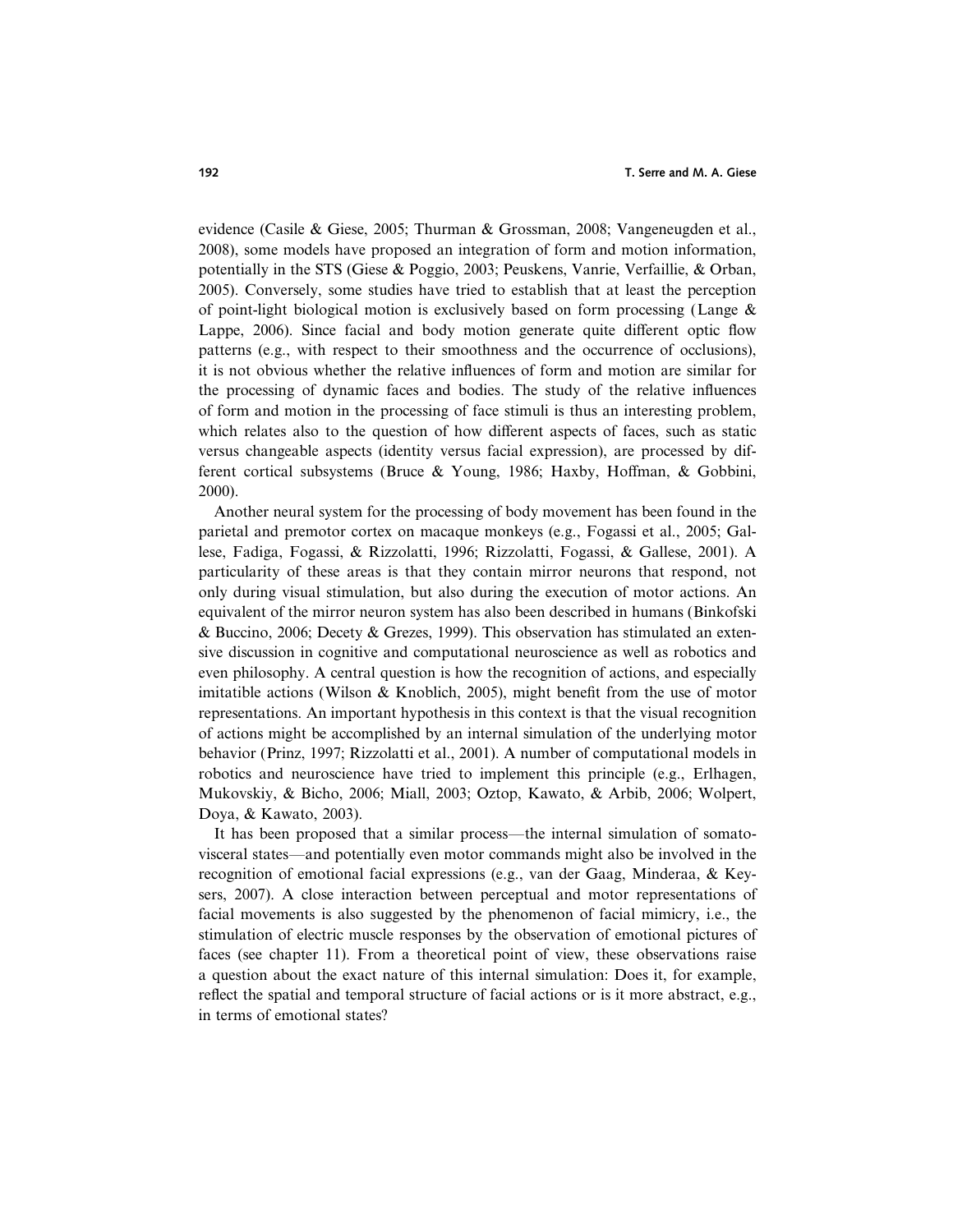evidence (Casile & Giese, 2005; Thurman & Grossman, 2008; Vangeneugden et al., 2008), some models have proposed an integration of form and motion information, potentially in the STS (Giese & Poggio, 2003; Peuskens, Vanrie, Verfaillie, & Orban, 2005). Conversely, some studies have tried to establish that at least the perception of point-light biological motion is exclusively based on form processing (Lange & Lappe, 2006). Since facial and body motion generate quite different optic flow patterns (e.g., with respect to their smoothness and the occurrence of occlusions), it is not obvious whether the relative influences of form and motion are similar for the processing of dynamic faces and bodies. The study of the relative influences of form and motion in the processing of face stimuli is thus an interesting problem, which relates also to the question of how different aspects of faces, such as static versus changeable aspects (identity versus facial expression), are processed by different cortical subsystems (Bruce & Young, 1986; Haxby, Hoffman, & Gobbini, 2000).

Another neural system for the processing of body movement has been found in the parietal and premotor cortex on macaque monkeys (e.g., Fogassi et al., 2005; Gallese, Fadiga, Fogassi, & Rizzolatti, 1996; Rizzolatti, Fogassi, & Gallese, 2001). A particularity of these areas is that they contain mirror neurons that respond, not only during visual stimulation, but also during the execution of motor actions. An equivalent of the mirror neuron system has also been described in humans (Binkofski & Buccino, 2006; Decety & Grezes, 1999). This observation has stimulated an extensive discussion in cognitive and computational neuroscience as well as robotics and even philosophy. A central question is how the recognition of actions, and especially imitatible actions (Wilson & Knoblich, 2005), might benefit from the use of motor representations. An important hypothesis in this context is that the visual recognition of actions might be accomplished by an internal simulation of the underlying motor behavior (Prinz, 1997; Rizzolatti et al., 2001). A number of computational models in robotics and neuroscience have tried to implement this principle (e.g., Erlhagen, Mukovskiy, & Bicho, 2006; Miall, 2003; Oztop, Kawato, & Arbib, 2006; Wolpert, Doya, & Kawato, 2003).

It has been proposed that a similar process—the internal simulation of somatovisceral states—and potentially even motor commands might also be involved in the recognition of emotional facial expressions (e.g., van der Gaag, Minderaa, & Keysers, 2007). A close interaction between perceptual and motor representations of facial movements is also suggested by the phenomenon of facial mimicry, i.e., the stimulation of electric muscle responses by the observation of emotional pictures of faces (see chapter 11). From a theoretical point of view, these observations raise a question about the exact nature of this internal simulation: Does it, for example, reflect the spatial and temporal structure of facial actions or is it more abstract, e.g., in terms of emotional states?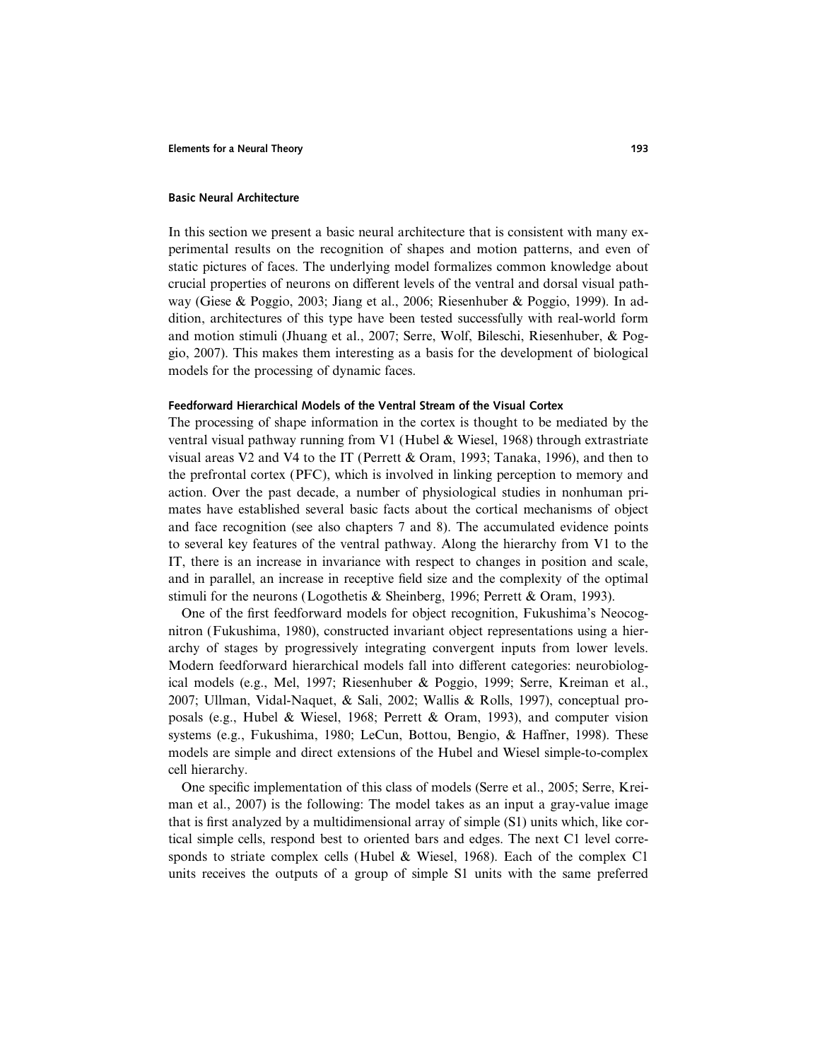## Basic Neural Architecture

In this section we present a basic neural architecture that is consistent with many experimental results on the recognition of shapes and motion patterns, and even of static pictures of faces. The underlying model formalizes common knowledge about crucial properties of neurons on different levels of the ventral and dorsal visual pathway (Giese & Poggio, 2003; Jiang et al., 2006; Riesenhuber & Poggio, 1999). In addition, architectures of this type have been tested successfully with real-world form and motion stimuli (Jhuang et al., 2007; Serre, Wolf, Bileschi, Riesenhuber, & Poggio, 2007). This makes them interesting as a basis for the development of biological models for the processing of dynamic faces.

### Feedforward Hierarchical Models of the Ventral Stream of the Visual Cortex

The processing of shape information in the cortex is thought to be mediated by the ventral visual pathway running from V1 (Hubel & Wiesel, 1968) through extrastriate visual areas V2 and V4 to the IT (Perrett & Oram, 1993; Tanaka, 1996), and then to the prefrontal cortex (PFC), which is involved in linking perception to memory and action. Over the past decade, a number of physiological studies in nonhuman primates have established several basic facts about the cortical mechanisms of object and face recognition (see also chapters 7 and 8). The accumulated evidence points to several key features of the ventral pathway. Along the hierarchy from V1 to the IT, there is an increase in invariance with respect to changes in position and scale, and in parallel, an increase in receptive field size and the complexity of the optimal stimuli for the neurons (Logothetis & Sheinberg, 1996; Perrett & Oram, 1993).

One of the first feedforward models for object recognition, Fukushima's Neocognitron (Fukushima, 1980), constructed invariant object representations using a hierarchy of stages by progressively integrating convergent inputs from lower levels. Modern feedforward hierarchical models fall into different categories: neurobiological models (e.g., Mel, 1997; Riesenhuber & Poggio, 1999; Serre, Kreiman et al., 2007; Ullman, Vidal-Naquet, & Sali, 2002; Wallis & Rolls, 1997), conceptual proposals (e.g., Hubel & Wiesel, 1968; Perrett & Oram, 1993), and computer vision systems (e.g., Fukushima, 1980; LeCun, Bottou, Bengio, & Haffner, 1998). These models are simple and direct extensions of the Hubel and Wiesel simple-to-complex cell hierarchy.

One specific implementation of this class of models (Serre et al., 2005; Serre, Kreiman et al., 2007) is the following: The model takes as an input a gray-value image that is first analyzed by a multidimensional array of simple (S1) units which, like cortical simple cells, respond best to oriented bars and edges. The next C1 level corresponds to striate complex cells (Hubel & Wiesel, 1968). Each of the complex C1 units receives the outputs of a group of simple S1 units with the same preferred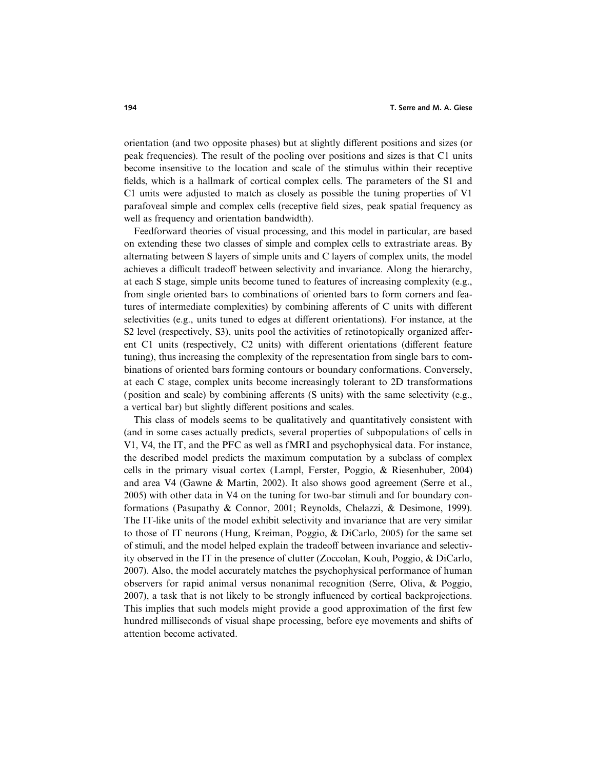orientation (and two opposite phases) but at slightly different positions and sizes (or peak frequencies). The result of the pooling over positions and sizes is that C1 units become insensitive to the location and scale of the stimulus within their receptive fields, which is a hallmark of cortical complex cells. The parameters of the S1 and C1 units were adjusted to match as closely as possible the tuning properties of V1 parafoveal simple and complex cells (receptive field sizes, peak spatial frequency as well as frequency and orientation bandwidth).

Feedforward theories of visual processing, and this model in particular, are based on extending these two classes of simple and complex cells to extrastriate areas. By alternating between S layers of simple units and C layers of complex units, the model achieves a difficult tradeoff between selectivity and invariance. Along the hierarchy, at each S stage, simple units become tuned to features of increasing complexity (e.g., from single oriented bars to combinations of oriented bars to form corners and features of intermediate complexities) by combining afferents of C units with different selectivities (e.g., units tuned to edges at different orientations). For instance, at the S2 level (respectively, S3), units pool the activities of retinotopically organized afferent C1 units (respectively, C2 units) with different orientations (different feature tuning), thus increasing the complexity of the representation from single bars to combinations of oriented bars forming contours or boundary conformations. Conversely, at each C stage, complex units become increasingly tolerant to 2D transformations (position and scale) by combining afferents (S units) with the same selectivity (e.g., a vertical bar) but slightly different positions and scales.

This class of models seems to be qualitatively and quantitatively consistent with (and in some cases actually predicts, several properties of subpopulations of cells in V1, V4, the IT, and the PFC as well as fMRI and psychophysical data. For instance, the described model predicts the maximum computation by a subclass of complex cells in the primary visual cortex (Lampl, Ferster, Poggio, & Riesenhuber, 2004) and area V4 (Gawne & Martin, 2002). It also shows good agreement (Serre et al., 2005) with other data in V4 on the tuning for two-bar stimuli and for boundary conformations (Pasupathy & Connor, 2001; Reynolds, Chelazzi, & Desimone, 1999). The IT-like units of the model exhibit selectivity and invariance that are very similar to those of IT neurons (Hung, Kreiman, Poggio, & DiCarlo, 2005) for the same set of stimuli, and the model helped explain the tradeoff between invariance and selectivity observed in the IT in the presence of clutter (Zoccolan, Kouh, Poggio, & DiCarlo, 2007). Also, the model accurately matches the psychophysical performance of human observers for rapid animal versus nonanimal recognition (Serre, Oliva, & Poggio, 2007), a task that is not likely to be strongly influenced by cortical backprojections. This implies that such models might provide a good approximation of the first few hundred milliseconds of visual shape processing, before eye movements and shifts of attention become activated.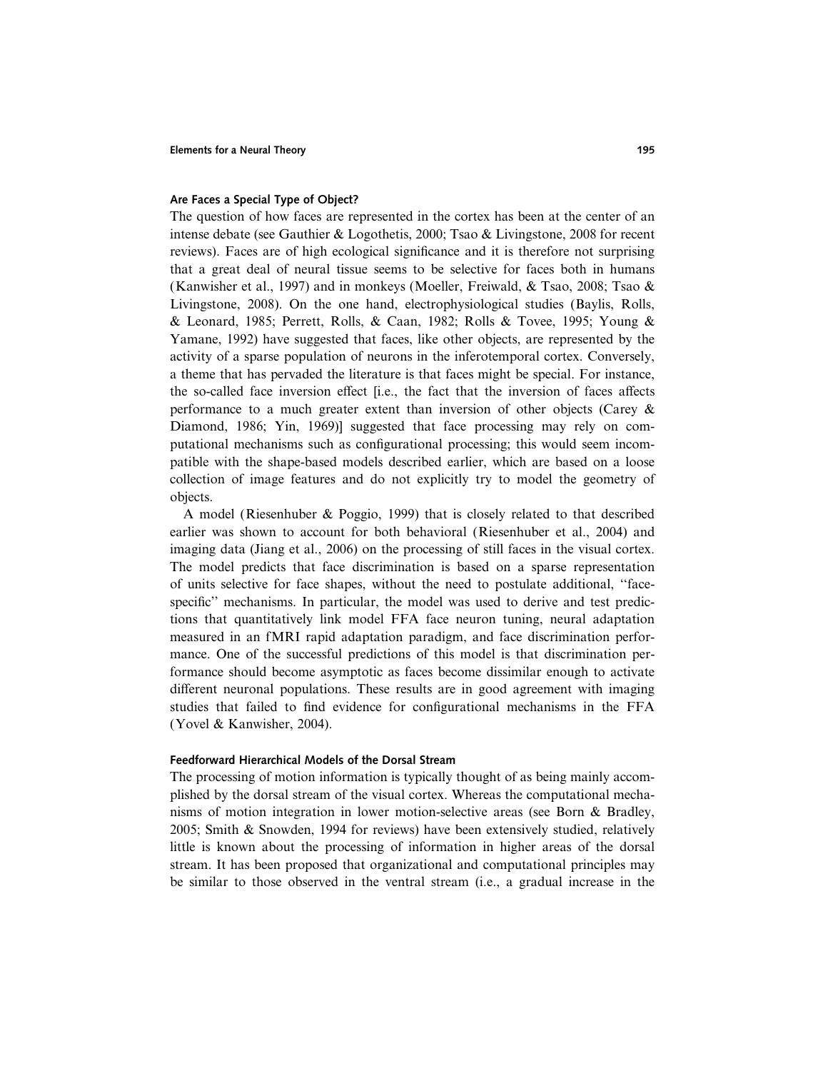### Are Faces a Special Type of Object?

The question of how faces are represented in the cortex has been at the center of an intense debate (see Gauthier & Logothetis, 2000; Tsao & Livingstone, 2008 for recent reviews). Faces are of high ecological significance and it is therefore not surprising that a great deal of neural tissue seems to be selective for faces both in humans (Kanwisher et al., 1997) and in monkeys (Moeller, Freiwald, & Tsao, 2008; Tsao & Livingstone, 2008). On the one hand, electrophysiological studies (Baylis, Rolls, & Leonard, 1985; Perrett, Rolls, & Caan, 1982; Rolls & Tovee, 1995; Young & Yamane, 1992) have suggested that faces, like other objects, are represented by the activity of a sparse population of neurons in the inferotemporal cortex. Conversely, a theme that has pervaded the literature is that faces might be special. For instance, the so-called face inversion effect [i.e., the fact that the inversion of faces affects performance to a much greater extent than inversion of other objects (Carey & Diamond, 1986; Yin, 1969)] suggested that face processing may rely on computational mechanisms such as configurational processing; this would seem incompatible with the shape-based models described earlier, which are based on a loose collection of image features and do not explicitly try to model the geometry of objects.

A model (Riesenhuber & Poggio, 1999) that is closely related to that described earlier was shown to account for both behavioral (Riesenhuber et al., 2004) and imaging data (Jiang et al., 2006) on the processing of still faces in the visual cortex. The model predicts that face discrimination is based on a sparse representation of units selective for face shapes, without the need to postulate additional, ''face-specific'' mechanisms. In particular, the model was used to derive and test predictions that quantitatively link model FFA face neuron tuning, neural adaptation measured in an fMRI rapid adaptation paradigm, and face discrimination performance. One of the successful predictions of this model is that discrimination performance should become asymptotic as faces become dissimilar enough to activate different neuronal populations. These results are in good agreement with imaging studies that failed to find evidence for configurational mechanisms in the FFA (Yovel & Kanwisher, 2004).

### Feedforward Hierarchical Models of the Dorsal Stream

The processing of motion information is typically thought of as being mainly accomplished by the dorsal stream of the visual cortex. Whereas the computational mechanisms of motion integration in lower motion-selective areas (see Born & Bradley, 2005; Smith & Snowden, 1994 for reviews) have been extensively studied, relatively little is known about the processing of information in higher areas of the dorsal stream. It has been proposed that organizational and computational principles may be similar to those observed in the ventral stream (i.e., a gradual increase in the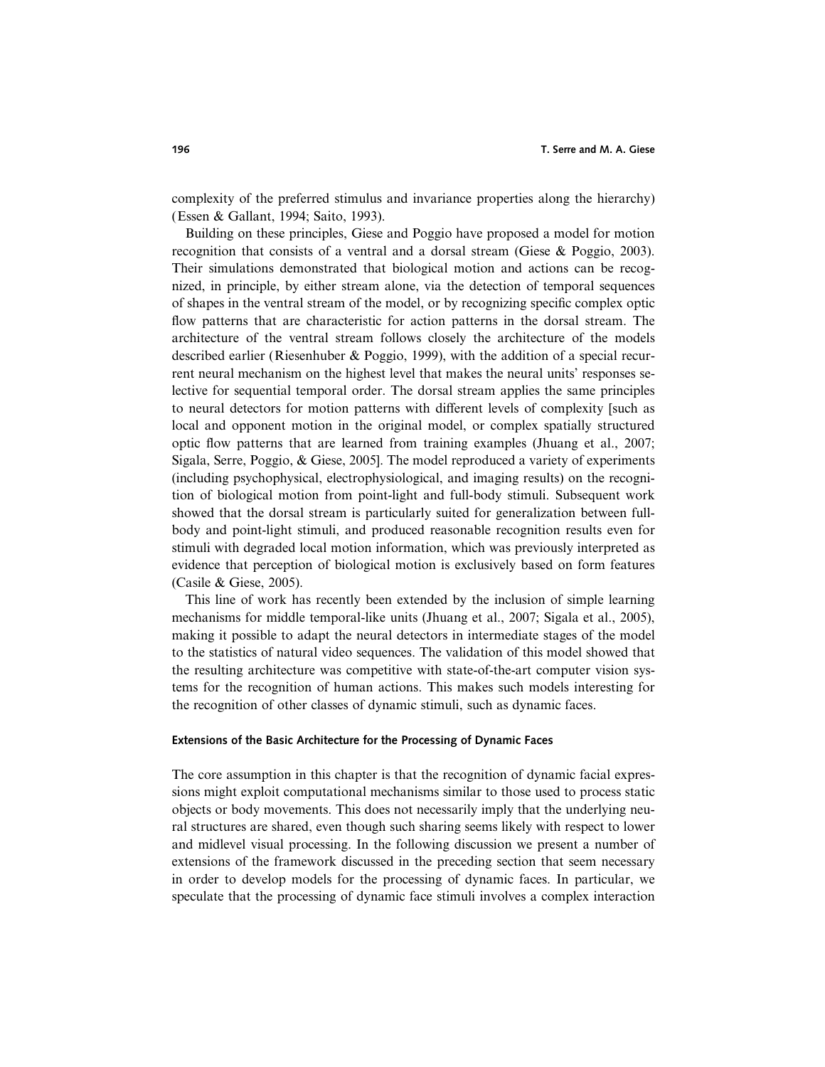complexity of the preferred stimulus and invariance properties along the hierarchy) (Essen & Gallant, 1994; Saito, 1993).

Building on these principles, Giese and Poggio have proposed a model for motion recognition that consists of a ventral and a dorsal stream (Giese & Poggio, 2003). Their simulations demonstrated that biological motion and actions can be recognized, in principle, by either stream alone, via the detection of temporal sequences of shapes in the ventral stream of the model, or by recognizing specific complex optic flow patterns that are characteristic for action patterns in the dorsal stream. The architecture of the ventral stream follows closely the architecture of the models described earlier (Riesenhuber & Poggio, 1999), with the addition of a special recurrent neural mechanism on the highest level that makes the neural units' responses selective for sequential temporal order. The dorsal stream applies the same principles to neural detectors for motion patterns with different levels of complexity [such as local and opponent motion in the original model, or complex spatially structured optic flow patterns that are learned from training examples (Jhuang et al., 2007; Sigala, Serre, Poggio, & Giese, 2005]. The model reproduced a variety of experiments (including psychophysical, electrophysiological, and imaging results) on the recognition of biological motion from point-light and full-body stimuli. Subsequent work showed that the dorsal stream is particularly suited for generalization between full-body and point-light stimuli, and produced reasonable recognition results even for stimuli with degraded local motion information, which was previously interpreted as evidence that perception of biological motion is exclusively based on form features (Casile & Giese, 2005).

This line of work has recently been extended by the inclusion of simple learning mechanisms for middle temporal-like units (Jhuang et al., 2007; Sigala et al., 2005), making it possible to adapt the neural detectors in intermediate stages of the model to the statistics of natural video sequences. The validation of this model showed that the resulting architecture was competitive with state-of-the-art computer vision systems for the recognition of human actions. This makes such models interesting for the recognition of other classes of dynamic stimuli, such as dynamic faces.

### Extensions of the Basic Architecture for the Processing of Dynamic Faces

The core assumption in this chapter is that the recognition of dynamic facial expressions might exploit computational mechanisms similar to those used to process static objects or body movements. This does not necessarily imply that the underlying neural structures are shared, even though such sharing seems likely with respect to lower and midlevel visual processing. In the following discussion we present a number of extensions of the framework discussed in the preceding section that seem necessary in order to develop models for the processing of dynamic faces. In particular, we speculate that the processing of dynamic face stimuli involves a complex interaction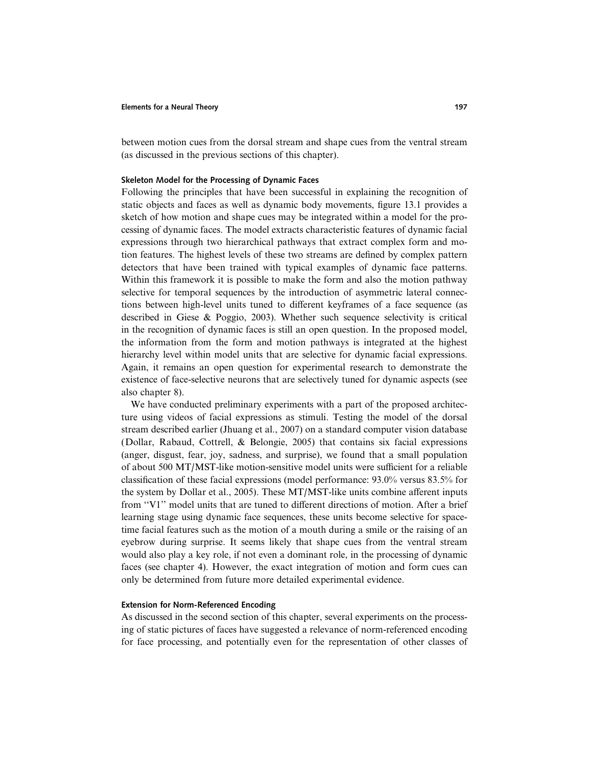between motion cues from the dorsal stream and shape cues from the ventral stream (as discussed in the previous sections of this chapter).

### Skeleton Model for the Processing of Dynamic Faces

Following the principles that have been successful in explaining the recognition of static objects and faces as well as dynamic body movements, figure 13.1 provides a sketch of how motion and shape cues may be integrated within a model for the processing of dynamic faces. The model extracts characteristic features of dynamic facial expressions through two hierarchical pathways that extract complex form and motion features. The highest levels of these two streams are defined by complex pattern detectors that have been trained with typical examples of dynamic face patterns. Within this framework it is possible to make the form and also the motion pathway selective for temporal sequences by the introduction of asymmetric lateral connections between high-level units tuned to different keyframes of a face sequence (as described in Giese & Poggio, 2003). Whether such sequence selectivity is critical in the recognition of dynamic faces is still an open question. In the proposed model, the information from the form and motion pathways is integrated at the highest hierarchy level within model units that are selective for dynamic facial expressions. Again, it remains an open question for experimental research to demonstrate the existence of face-selective neurons that are selectively tuned for dynamic aspects (see also chapter 8).

We have conducted preliminary experiments with a part of the proposed architecture using videos of facial expressions as stimuli. Testing the model of the dorsal stream described earlier (Jhuang et al., 2007) on a standard computer vision database (Dollar, Rabaud, Cottrell, & Belongie, 2005) that contains six facial expressions (anger, disgust, fear, joy, sadness, and surprise), we found that a small population of about 500 MT/MST-like motion-sensitive model units were sufficient for a reliable classification of these facial expressions (model performance: 93.0% versus 83.5% for the system by Dollar et al., 2005). These MT/MST-like units combine afferent inputs from "V1" model units that are tuned to different directions of motion. After a brief learning stage using dynamic face sequences, these units become selective for space-time facial features such as the motion of a mouth during a smile or the raising of an eyebrow during surprise. It seems likely that shape cues from the ventral stream would also play a key role, if not even a dominant role, in the processing of dynamic faces (see chapter 4). However, the exact integration of motion and form cues can only be determined from future more detailed experimental evidence.

### Extension for Norm-Referenced Encoding

As discussed in the second section of this chapter, several experiments on the processing of static pictures of faces have suggested a relevance of norm-referenced encoding for face processing, and potentially even for the representation of other classes of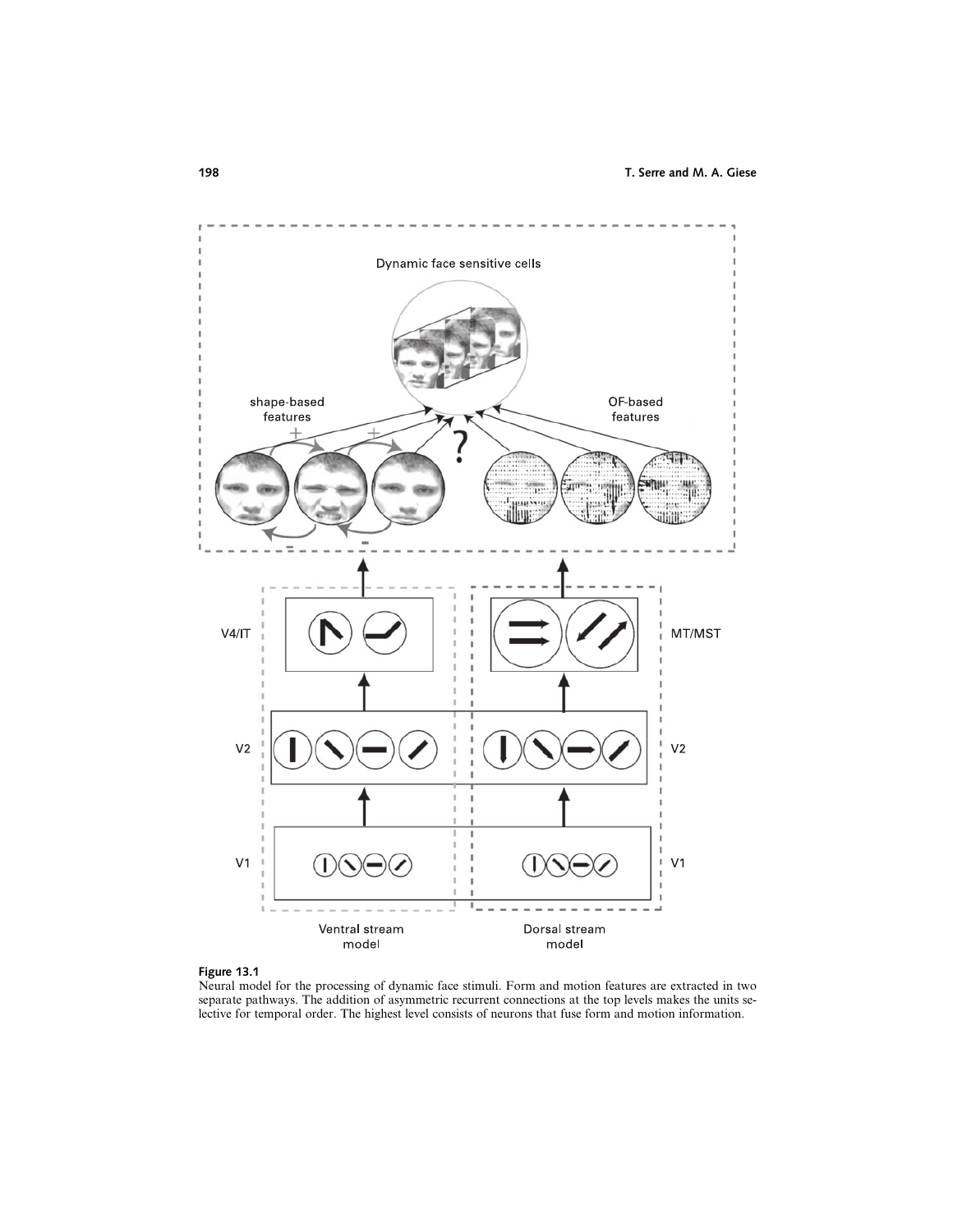**Figure 13.1**
Neural model for the processing of dynamic face stimuli. Form and motion features are extracted in two separate pathways. The addition of asymmetric recurrent connections at the top levels makes the units selective for temporal order. The highest level consists of neurons that fuse form and motion information.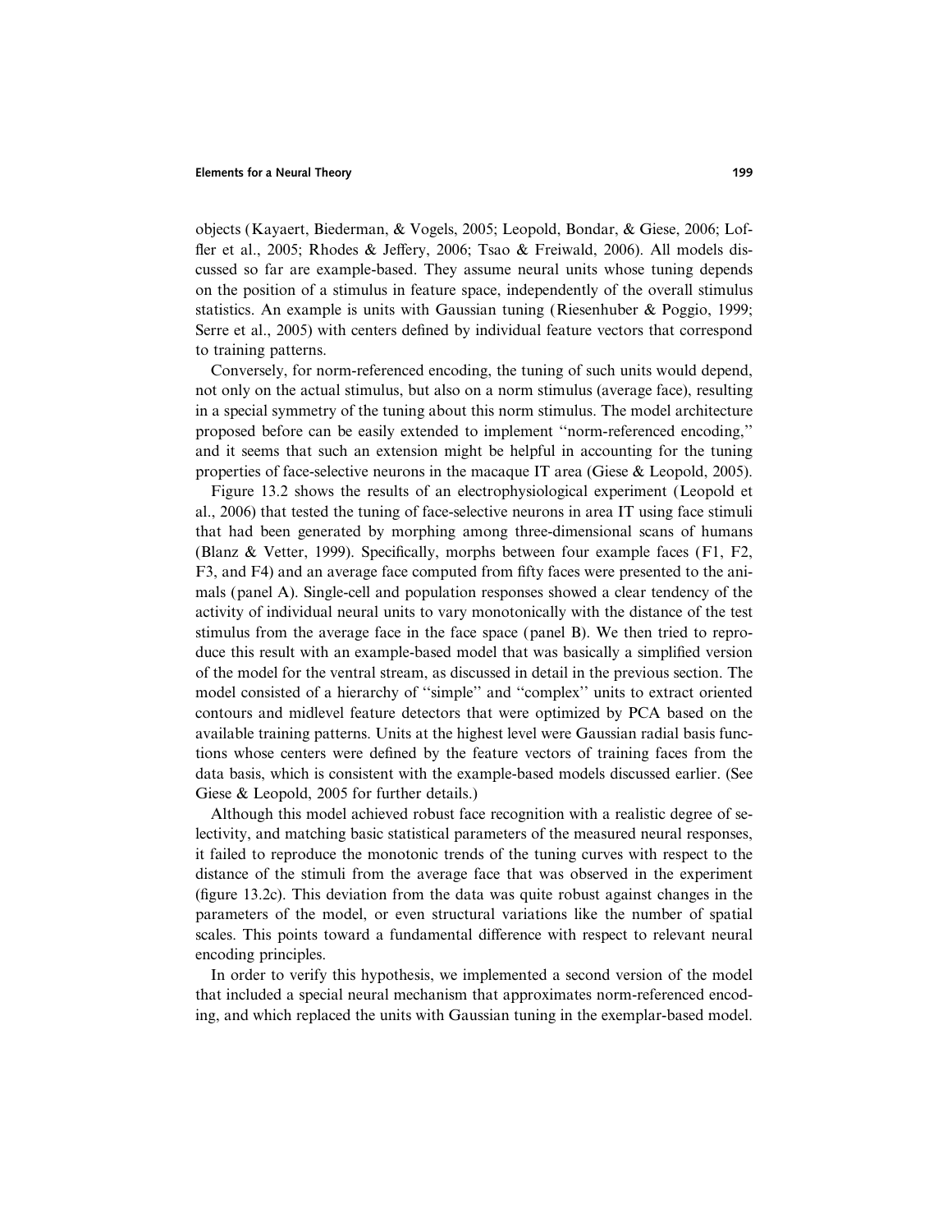objects (Kayaert, Biederman, & Vogels, 2005; Leopold, Bondar, & Giese, 2006; Loffler et al., 2005; Rhodes & Jeffery, 2006; Tsao & Freiwald, 2006). All models discussed so far are example-based. They assume neural units whose tuning depends on the position of a stimulus in feature space, independently of the overall stimulus statistics. An example is units with Gaussian tuning (Riesenhuber & Poggio, 1999; Serre et al., 2005) with centers defined by individual feature vectors that correspond to training patterns.

Conversely, for norm-referenced encoding, the tuning of such units would depend, not only on the actual stimulus, but also on a norm stimulus (average face), resulting in a special symmetry of the tuning about this norm stimulus. The model architecture proposed before can be easily extended to implement ''norm-referenced encoding,'' and it seems that such an extension might be helpful in accounting for the tuning properties of face-selective neurons in the macaque IT area (Giese & Leopold, 2005).

Figure 13.2 shows the results of an electrophysiological experiment (Leopold et al., 2006) that tested the tuning of face-selective neurons in area IT using face stimuli that had been generated by morphing among three-dimensional scans of humans (Blanz & Vetter, 1999). Specifically, morphs between four example faces (F1, F2, F3, and F4) and an average face computed from fifty faces were presented to the animals (panel A). Single-cell and population responses showed a clear tendency of the activity of individual neural units to vary monotonically with the distance of the test stimulus from the average face in the face space (panel B). We then tried to reproduce this result with an example-based model that was basically a simplified version of the model for the ventral stream, as discussed in detail in the previous section. The model consisted of a hierarchy of ''simple'' and ''complex'' units to extract oriented contours and midlevel feature detectors that were optimized by PCA based on the available training patterns. Units at the highest level were Gaussian radial basis functions whose centers were defined by the feature vectors of training faces from the data basis, which is consistent with the example-based models discussed earlier. (See Giese & Leopold, 2005 for further details.)

Although this model achieved robust face recognition with a realistic degree of selectivity, and matching basic statistical parameters of the measured neural responses, it failed to reproduce the monotonic trends of the tuning curves with respect to the distance of the stimuli from the average face that was observed in the experiment (figure 13.2c). This deviation from the data was quite robust against changes in the parameters of the model, or even structural variations like the number of spatial scales. This points toward a fundamental difference with respect to relevant neural encoding principles.

In order to verify this hypothesis, we implemented a second version of the model that included a special neural mechanism that approximates norm-referenced encoding, and which replaced the units with Gaussian tuning in the exemplar-based model.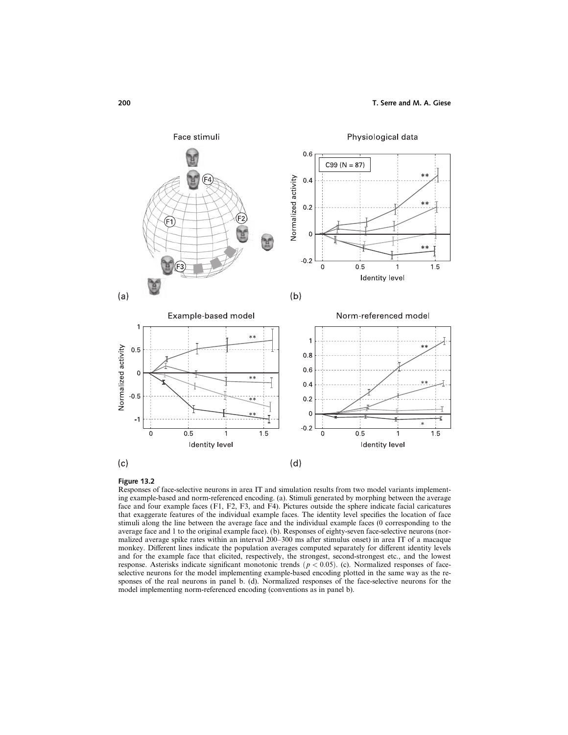**Figure 13.2**
Responses of face-selective neurons in area IT and simulation results from two model variants implementing example-based and norm-referenced encoding. (a). Stimuli generated by morphing between the average face and four example faces (F1, F2, F3, and F4). Pictures outside the sphere indicate facial caricatures that exaggerate features of the individual example faces. The identity level specifies the location of face stimuli along the line between the average face and the individual example faces (0 corresponding to the average face and 1 to the original example face). (b). Responses of eighty-seven face-selective neurons (normalized average spike rates within an interval 200–300 ms after stimulus onset) in area IT of a macaque monkey. Different lines indicate the population averages computed separately for different identity levels and for the example face that elicited, respectively, the strongest, second-strongest etc., and the lowest response. Asterisks indicate significant monotonic trends ($p < 0.05$). (c). Normalized responses of face-selective neurons for the model implementing example-based encoding plotted in the same way as the responses of the real neurons in panel b. (d). Normalized responses of the face-selective neurons for the model implementing norm-referenced encoding (conventions as in panel b).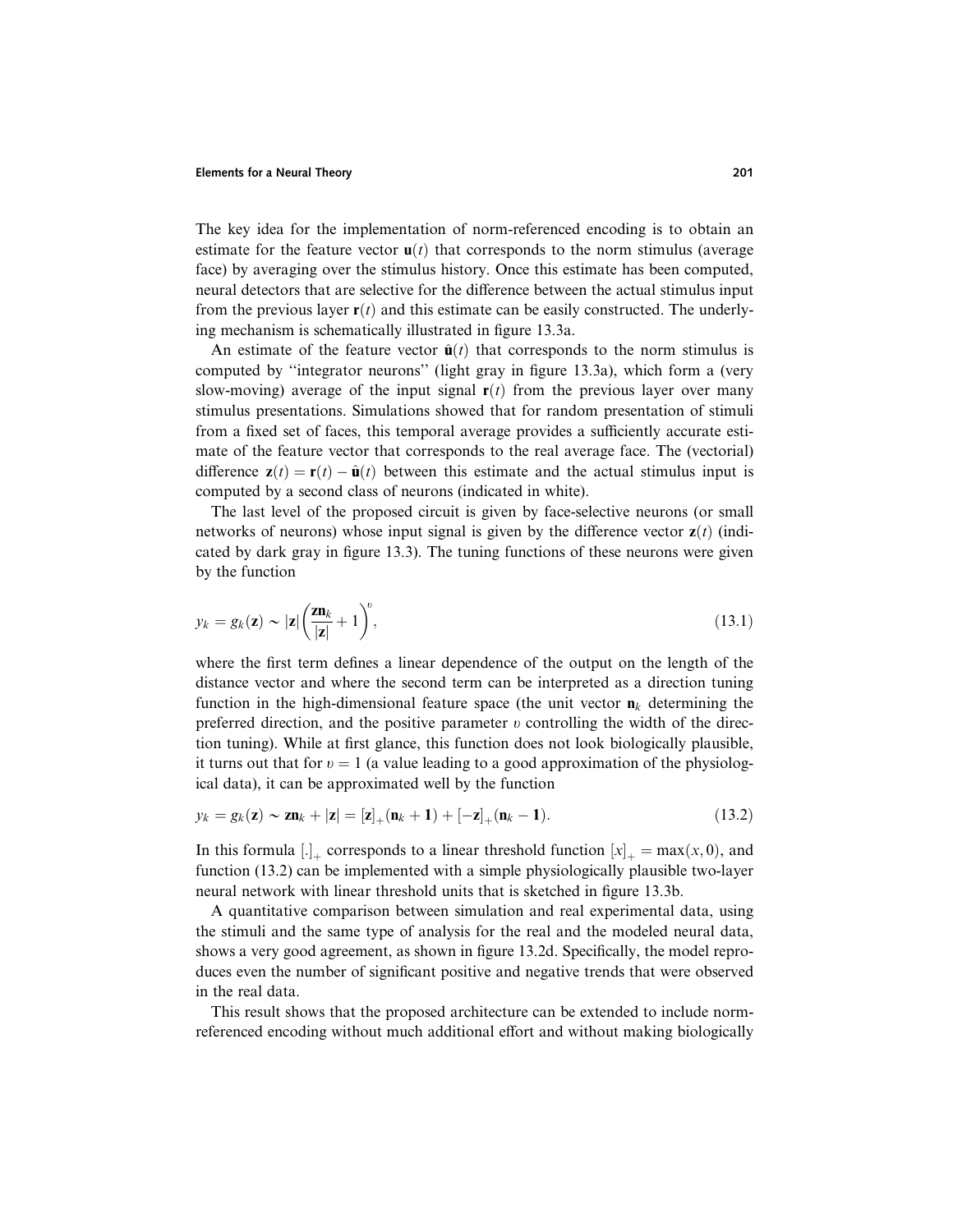The key idea for the implementation of norm-referenced encoding is to obtain an estimate for the feature vector $\mathbf{u}(t)$ that corresponds to the norm stimulus (average face) by averaging over the stimulus history. Once this estimate has been computed, neural detectors that are selective for the difference between the actual stimulus input from the previous layer $\mathbf{r}(t)$ and this estimate can be easily constructed. The underlying mechanism is schematically illustrated in figure 13.3a.

An estimate of the feature vector $\hat{\mathbf{u}}(t)$ that corresponds to the norm stimulus is computed by "integrator neurons" (light gray in figure 13.3a), which form a (very slow-moving) average of the input signal $\mathbf{r}(t)$ from the previous layer over many stimulus presentations. Simulations showed that for random presentation of stimuli from a fixed set of faces, this temporal average provides a sufficiently accurate estimate of the feature vector that corresponds to the real average face. The (vectorial) difference $\mathbf{z}(t) = \mathbf{r}(t) - \hat{\mathbf{u}}(t)$ between this estimate and the actual stimulus input is computed by a second class of neurons (indicated in white).

The last level of the proposed circuit is given by face-selective neurons (or small networks of neurons) whose input signal is given by the difference vector $\mathbf{z}(t)$ (indicated by dark gray in figure 13.3). The tuning functions of these neurons were given by the function

$$y_k = g_k(\mathbf{z}) \sim |\mathbf{z}|\left(\frac{\mathbf{z}\mathbf{n}_k}{|\mathbf{z}|} + 1\right)^{\upsilon}, \tag{13.1}$$

where the first term defines a linear dependence of the output on the length of the distance vector and where the second term can be interpreted as a direction tuning function in the high-dimensional feature space (the unit vector $\mathbf{n}_k$ determining the preferred direction, and the positive parameter $\upsilon$ controlling the width of the direction tuning). While at first glance, this function does not look biologically plausible, it turns out that for $\upsilon = 1$ (a value leading to a good approximation of the physiological data), it can be approximated well by the function

$$y_k = g_k(\mathbf{z}) \sim \mathbf{z}\mathbf{n}_k + |\mathbf{z}| = [\mathbf{z}]_+(\mathbf{n}_k + \mathbf{1}) + [-\mathbf{z}]_+(\mathbf{n}_k - \mathbf{1}). \tag{13.2}$$

In this formula $[.]_+$ corresponds to a linear threshold function $[x]_+ = \max(x, 0)$, and function (13.2) can be implemented with a simple physiologically plausible two-layer neural network with linear threshold units that is sketched in figure 13.3b.

A quantitative comparison between simulation and real experimental data, using the stimuli and the same type of analysis for the real and the modeled neural data, shows a very good agreement, as shown in figure 13.2d. Specifically, the model reproduces even the number of significant positive and negative trends that were observed in the real data.

This result shows that the proposed architecture can be extended to include norm-referenced encoding without much additional effort and without making biologically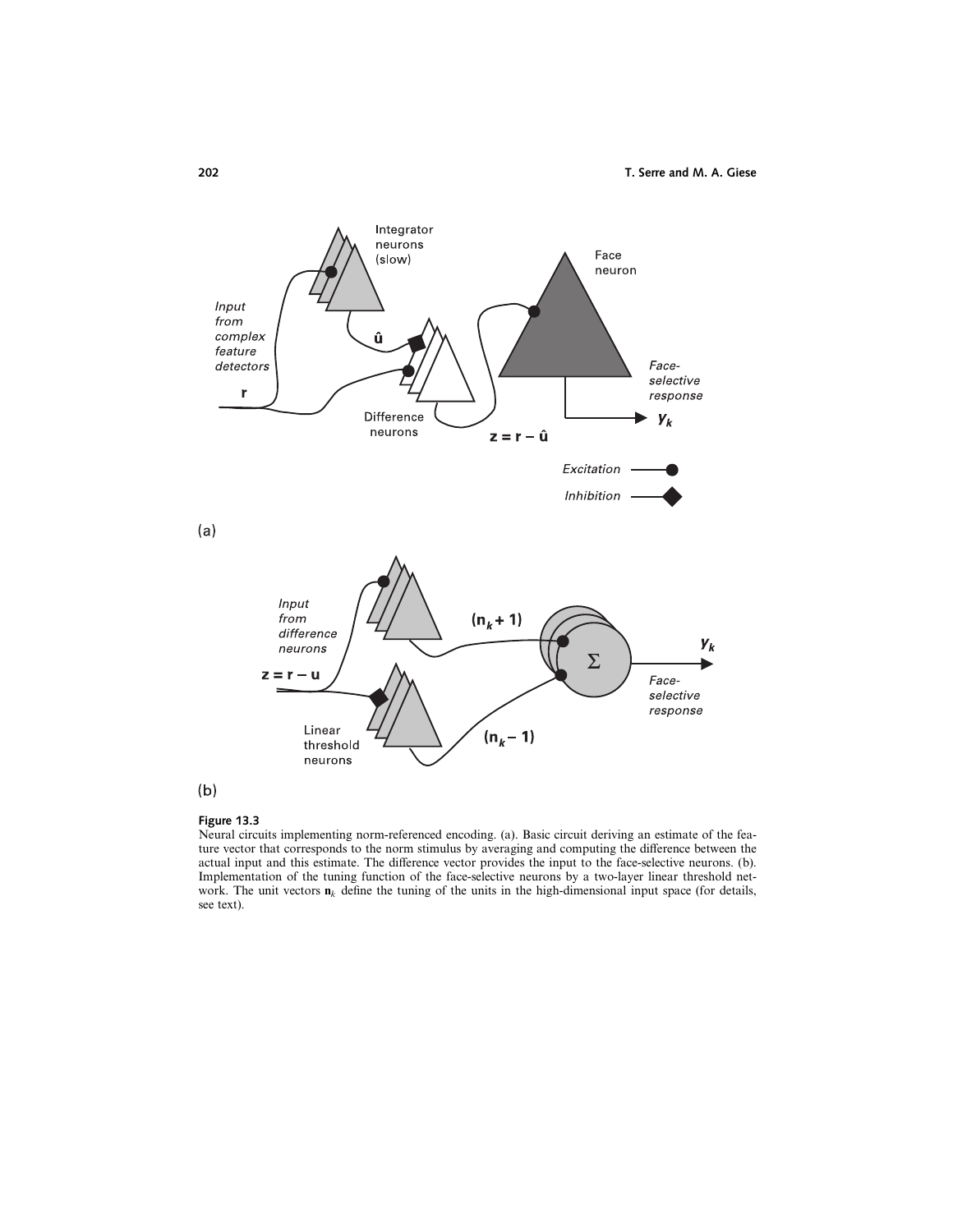**Figure 13.3**
Neural circuits implementing norm-referenced encoding. (a). Basic circuit deriving an estimate of the feature vector that corresponds to the norm stimulus by averaging and computing the difference between the actual input and this estimate. The difference vector provides the input to the face-selective neurons. (b). Implementation of the tuning function of the face-selective neurons by a two-layer linear threshold network. The unit vectors $\mathbf{n}_k$ define the tuning of the units in the high-dimensional input space (for details, see text).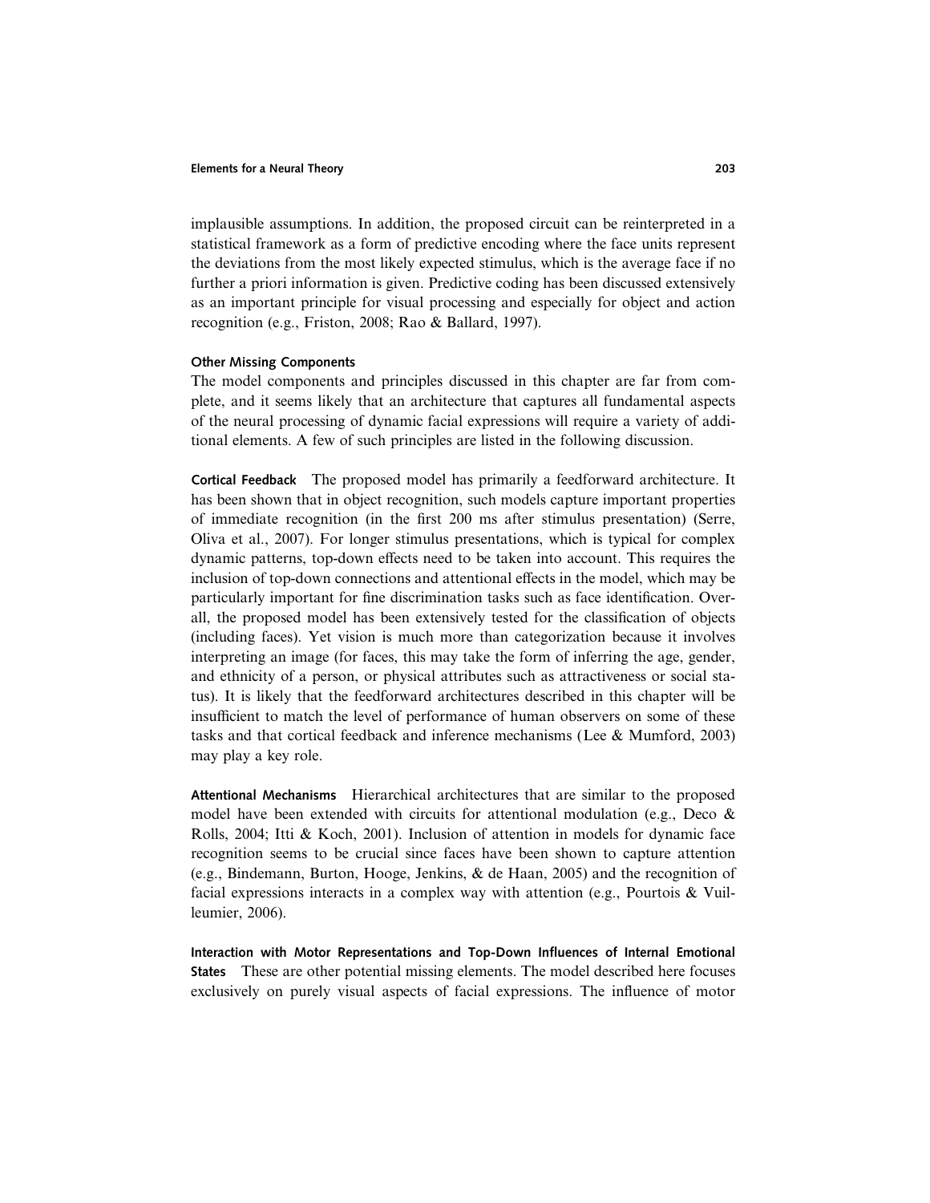implausible assumptions. In addition, the proposed circuit can be reinterpreted in a statistical framework as a form of predictive encoding where the face units represent the deviations from the most likely expected stimulus, which is the average face if no further a priori information is given. Predictive coding has been discussed extensively as an important principle for visual processing and especially for object and action recognition (e.g., Friston, 2008; Rao & Ballard, 1997).

### Other Missing Components

The model components and principles discussed in this chapter are far from complete, and it seems likely that an architecture that captures all fundamental aspects of the neural processing of dynamic facial expressions will require a variety of additional elements. A few of such principles are listed in the following discussion.

**Cortical Feedback** The proposed model has primarily a feedforward architecture. It has been shown that in object recognition, such models capture important properties of immediate recognition (in the first 200 ms after stimulus presentation) (Serre, Oliva et al., 2007). For longer stimulus presentations, which is typical for complex dynamic patterns, top-down effects need to be taken into account. This requires the inclusion of top-down connections and attentional effects in the model, which may be particularly important for fine discrimination tasks such as face identification. Overall, the proposed model has been extensively tested for the classification of objects (including faces). Yet vision is much more than categorization because it involves interpreting an image (for faces, this may take the form of inferring the age, gender, and ethnicity of a person, or physical attributes such as attractiveness or social status). It is likely that the feedforward architectures described in this chapter will be insufficient to match the level of performance of human observers on some of these tasks and that cortical feedback and inference mechanisms (Lee & Mumford, 2003) may play a key role.

**Attentional Mechanisms** Hierarchical architectures that are similar to the proposed model have been extended with circuits for attentional modulation (e.g., Deco & Rolls, 2004; Itti & Koch, 2001). Inclusion of attention in models for dynamic face recognition seems to be crucial since faces have been shown to capture attention (e.g., Bindemann, Burton, Hooge, Jenkins, & de Haan, 2005) and the recognition of facial expressions interacts in a complex way with attention (e.g., Pourtois & Vuilleumier, 2006).

**Interaction with Motor Representations and Top-Down Influences of Internal Emotional States** These are other potential missing elements. The model described here focuses exclusively on purely visual aspects of facial expressions. The influence of motor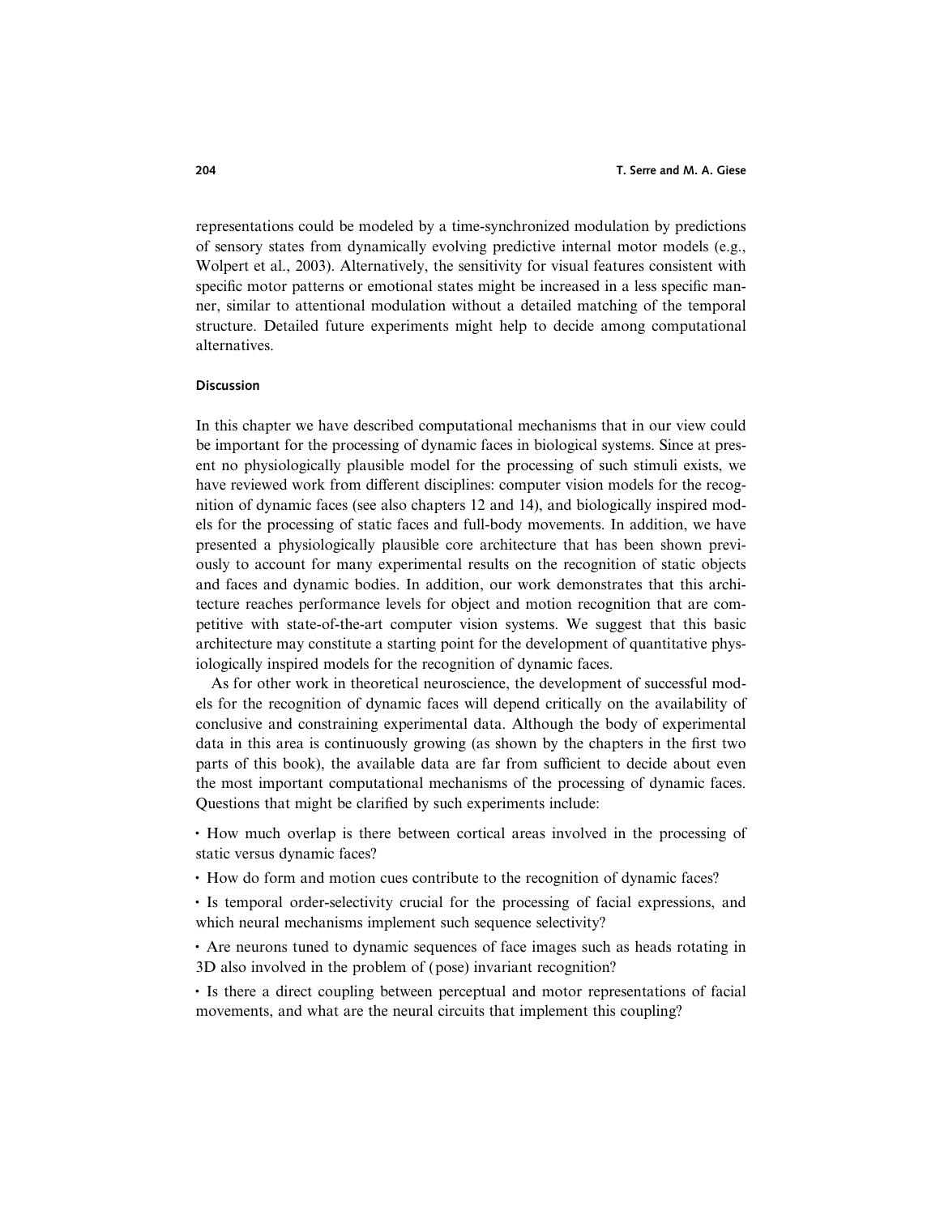representations could be modeled by a time-synchronized modulation by predictions of sensory states from dynamically evolving predictive internal motor models (e.g., Wolpert et al., 2003). Alternatively, the sensitivity for visual features consistent with specific motor patterns or emotional states might be increased in a less specific manner, similar to attentional modulation without a detailed matching of the temporal structure. Detailed future experiments might help to decide among computational alternatives.

## Discussion

In this chapter we have described computational mechanisms that in our view could be important for the processing of dynamic faces in biological systems. Since at present no physiologically plausible model for the processing of such stimuli exists, we have reviewed work from different disciplines: computer vision models for the recognition of dynamic faces (see also chapters 12 and 14), and biologically inspired models for the processing of static faces and full-body movements. In addition, we have presented a physiologically plausible core architecture that has been shown previously to account for many experimental results on the recognition of static objects and faces and dynamic bodies. In addition, our work demonstrates that this architecture reaches performance levels for object and motion recognition that are competitive with state-of-the-art computer vision systems. We suggest that this basic architecture may constitute a starting point for the development of quantitative physiologically inspired models for the recognition of dynamic faces.

As for other work in theoretical neuroscience, the development of successful models for the recognition of dynamic faces will depend critically on the availability of conclusive and constraining experimental data. Although the body of experimental data in this area is continuously growing (as shown by the chapters in the first two parts of this book), the available data are far from sufficient to decide about even the most important computational mechanisms of the processing of dynamic faces. Questions that might be clarified by such experiments include:

- How much overlap is there between cortical areas involved in the processing of static versus dynamic faces?
- How do form and motion cues contribute to the recognition of dynamic faces?
- Is temporal order-selectivity crucial for the processing of facial expressions, and which neural mechanisms implement such sequence selectivity?
- Are neurons tuned to dynamic sequences of face images such as heads rotating in 3D also involved in the problem of (pose) invariant recognition?
- Is there a direct coupling between perceptual and motor representations of facial movements, and what are the neural circuits that implement this coupling?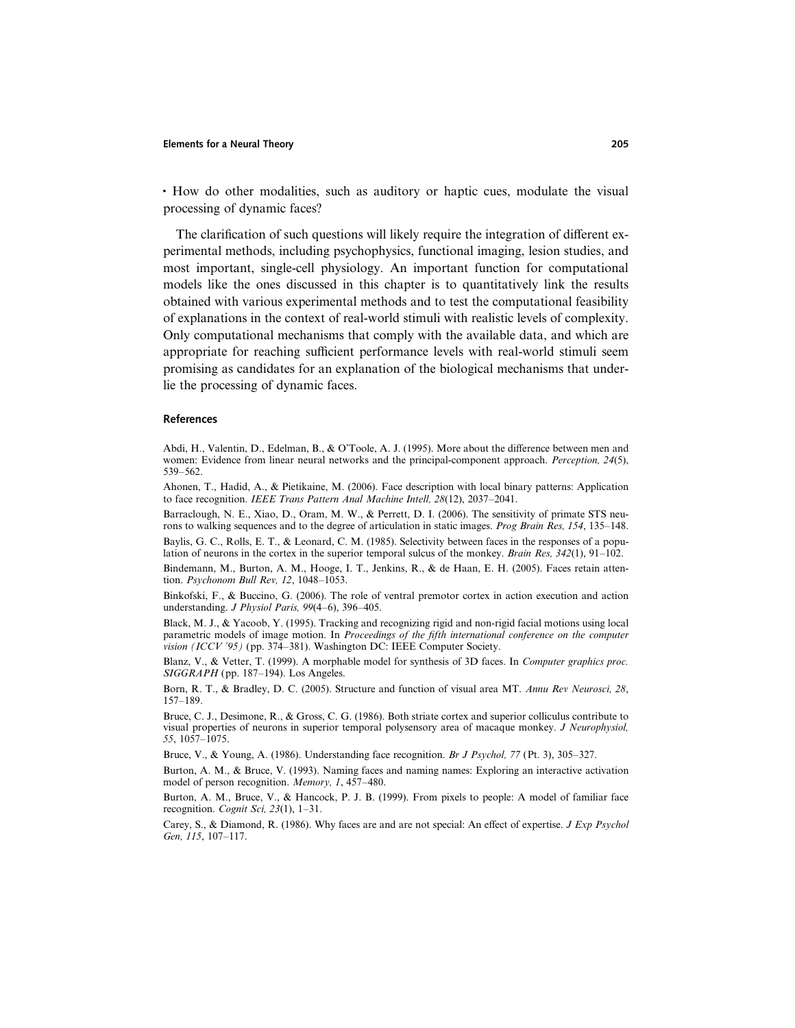- How do other modalities, such as auditory or haptic cues, modulate the visual processing of dynamic faces?

The clarification of such questions will likely require the integration of different experimental methods, including psychophysics, functional imaging, lesion studies, and most important, single-cell physiology. An important function for computational models like the ones discussed in this chapter is to quantitatively link the results obtained with various experimental methods and to test the computational feasibility of explanations in the context of real-world stimuli with realistic levels of complexity. Only computational mechanisms that comply with the available data, and which are appropriate for reaching sufficient performance levels with real-world stimuli seem promising as candidates for an explanation of the biological mechanisms that underlie the processing of dynamic faces.

## References

Abdi, H., Valentin, D., Edelman, B., & O'Toole, A. J. (1995). More about the difference between men and women: Evidence from linear neural networks and the principal-component approach. *Perception, 24*(5), 539–562.

Ahonen, T., Hadid, A., & Pietikaine, M. (2006). Face description with local binary patterns: Application to face recognition. *IEEE Trans Pattern Anal Machine Intell, 28*(12), 2037–2041.

Barraclough, N. E., Xiao, D., Oram, M. W., & Perrett, D. I. (2006). The sensitivity of primate STS neurons to walking sequences and to the degree of articulation in static images. *Prog Brain Res, 154*, 135–148.

Baylis, G. C., Rolls, E. T., & Leonard, C. M. (1985). Selectivity between faces in the responses of a population of neurons in the cortex in the superior temporal sulcus of the monkey. *Brain Res, 342*(1), 91–102.

Bindemann, M., Burton, A. M., Hooge, I. T., Jenkins, R., & de Haan, E. H. (2005). Faces retain attention. *Psychonom Bull Rev, 12*, 1048–1053.

Binkofski, F., & Buccino, G. (2006). The role of ventral premotor cortex in action execution and action understanding. *J Physiol Paris, 99*(4–6), 396–405.

Black, M. J., & Yacoob, Y. (1995). Tracking and recognizing rigid and non-rigid facial motions using local parametric models of image motion. In *Proceedings of the fifth international conference on the computer vision (ICCV '95)* (pp. 374–381). Washington DC: IEEE Computer Society.

Blanz, V., & Vetter, T. (1999). A morphable model for synthesis of 3D faces. In *Computer graphics proc. SIGGRAPH* (pp. 187–194). Los Angeles.

Born, R. T., & Bradley, D. C. (2005). Structure and function of visual area MT. *Annu Rev Neurosci, 28*, 157–189.

Bruce, C. J., Desimone, R., & Gross, C. G. (1986). Both striate cortex and superior colliculus contribute to visual properties of neurons in superior temporal polysensory area of macaque monkey. *J Neurophysiol, 55*, 1057–1075.

Bruce, V., & Young, A. (1986). Understanding face recognition. *Br J Psychol, 77* (Pt. 3), 305–327.

Burton, A. M., & Bruce, V. (1993). Naming faces and naming names: Exploring an interactive activation model of person recognition. *Memory, 1*, 457–480.

Burton, A. M., Bruce, V., & Hancock, P. J. B. (1999). From pixels to people: A model of familiar face recognition. *Cognit Sci, 23*(1), 1–31.

Carey, S., & Diamond, R. (1986). Why faces are and are not special: An effect of expertise. *J Exp Psychol Gen, 115*, 107–117.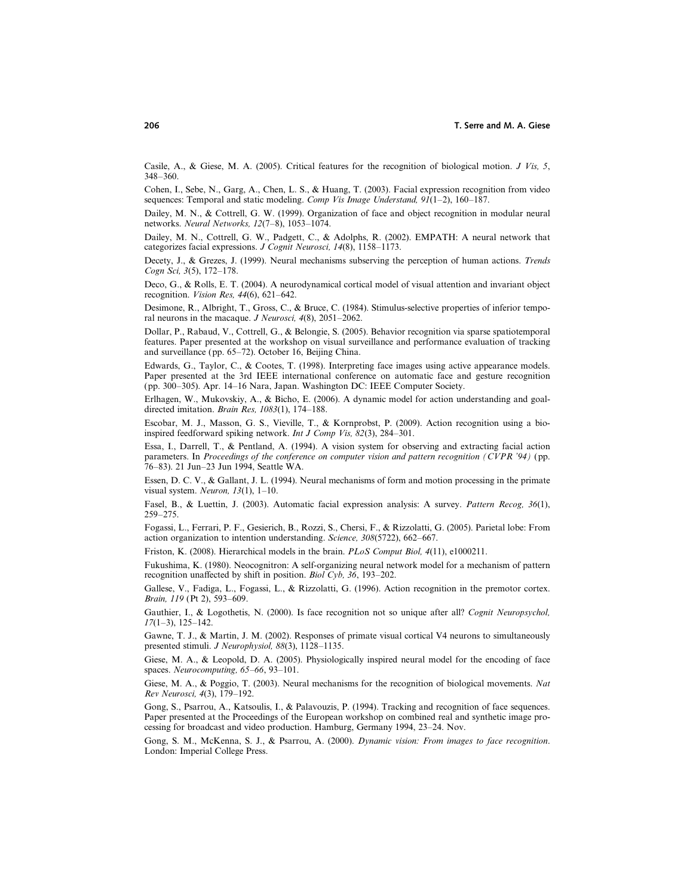Casile, A., & Giese, M. A. (2005). Critical features for the recognition of biological motion. *J Vis, 5*, 348–360.

Cohen, I., Sebe, N., Garg, A., Chen, L. S., & Huang, T. (2003). Facial expression recognition from video sequences: Temporal and static modeling. *Comp Vis Image Understand, 91*(1–2), 160–187.

Dailey, M. N., & Cottrell, G. W. (1999). Organization of face and object recognition in modular neural networks. *Neural Networks, 12*(7–8), 1053–1074.

Dailey, M. N., Cottrell, G. W., Padgett, C., & Adolphs, R. (2002). EMPATH: A neural network that categorizes facial expressions. *J Cognit Neurosci, 14*(8), 1158–1173.

Decety, J., & Grezes, J. (1999). Neural mechanisms subserving the perception of human actions. *Trends Cogn Sci, 3*(5), 172–178.

Deco, G., & Rolls, E. T. (2004). A neurodynamical cortical model of visual attention and invariant object recognition. *Vision Res, 44*(6), 621–642.

Desimone, R., Albright, T., Gross, C., & Bruce, C. (1984). Stimulus-selective properties of inferior temporal neurons in the macaque. *J Neurosci, 4*(8), 2051–2062.

Dollar, P., Rabaud, V., Cottrell, G., & Belongie, S. (2005). Behavior recognition via sparse spatiotemporal features. Paper presented at the workshop on visual surveillance and performance evaluation of tracking and surveillance (pp. 65–72). October 16, Beijing China.

Edwards, G., Taylor, C., & Cootes, T. (1998). Interpreting face images using active appearance models. Paper presented at the 3rd IEEE international conference on automatic face and gesture recognition (pp. 300–305). Apr. 14–16 Nara, Japan. Washington DC: IEEE Computer Society.

Erlhagen, W., Mukovskiy, A., & Bicho, E. (2006). A dynamic model for action understanding and goal-directed imitation. *Brain Res, 1083*(1), 174–188.

Escobar, M. J., Masson, G. S., Vieville, T., & Kornprobst, P. (2009). Action recognition using a bio-inspired feedforward spiking network. *Int J Comp Vis, 82*(3), 284–301.

Essa, I., Darrell, T., & Pentland, A. (1994). A vision system for observing and extracting facial action parameters. In *Proceedings of the conference on computer vision and pattern recognition (CVPR '94)* (pp. 76–83). 21 Jun–23 Jun 1994, Seattle WA.

Essen, D. C. V., & Gallant, J. L. (1994). Neural mechanisms of form and motion processing in the primate visual system. *Neuron, 13*(1), 1–10.

Fasel, B., & Luettin, J. (2003). Automatic facial expression analysis: A survey. *Pattern Recog, 36*(1), 259–275.

Fogassi, L., Ferrari, P. F., Gesierich, B., Rozzi, S., Chersi, F., & Rizzolatti, G. (2005). Parietal lobe: From action organization to intention understanding. *Science, 308*(5722), 662–667.

Friston, K. (2008). Hierarchical models in the brain. *PLoS Comput Biol, 4*(11), e1000211.

Fukushima, K. (1980). Neocognitron: A self-organizing neural network model for a mechanism of pattern recognition unaffected by shift in position. *Biol Cyb, 36*, 193–202.

Gallese, V., Fadiga, L., Fogassi, L., & Rizzolatti, G. (1996). Action recognition in the premotor cortex. *Brain, 119* (Pt 2), 593–609.

Gauthier, I., & Logothetis, N. (2000). Is face recognition not so unique after all? *Cognit Neuropsychol, 17*(1–3), 125–142.

Gawne, T. J., & Martin, J. M. (2002). Responses of primate visual cortical V4 neurons to simultaneously presented stimuli. *J Neurophysiol, 88*(3), 1128–1135.

Giese, M. A., & Leopold, D. A. (2005). Physiologically inspired neural model for the encoding of face spaces. *Neurocomputing, 65–66*, 93–101.

Giese, M. A., & Poggio, T. (2003). Neural mechanisms for the recognition of biological movements. *Nat Rev Neurosci, 4*(3), 179–192.

Gong, S., Psarrou, A., Katsoulis, I., & Palavouzis, P. (1994). Tracking and recognition of face sequences. Paper presented at the Proceedings of the European workshop on combined real and synthetic image processing for broadcast and video production. Hamburg, Germany 1994, 23–24. Nov.

Gong, S. M., McKenna, S. J., & Psarrou, A. (2000). *Dynamic vision: From images to face recognition*. London: Imperial College Press.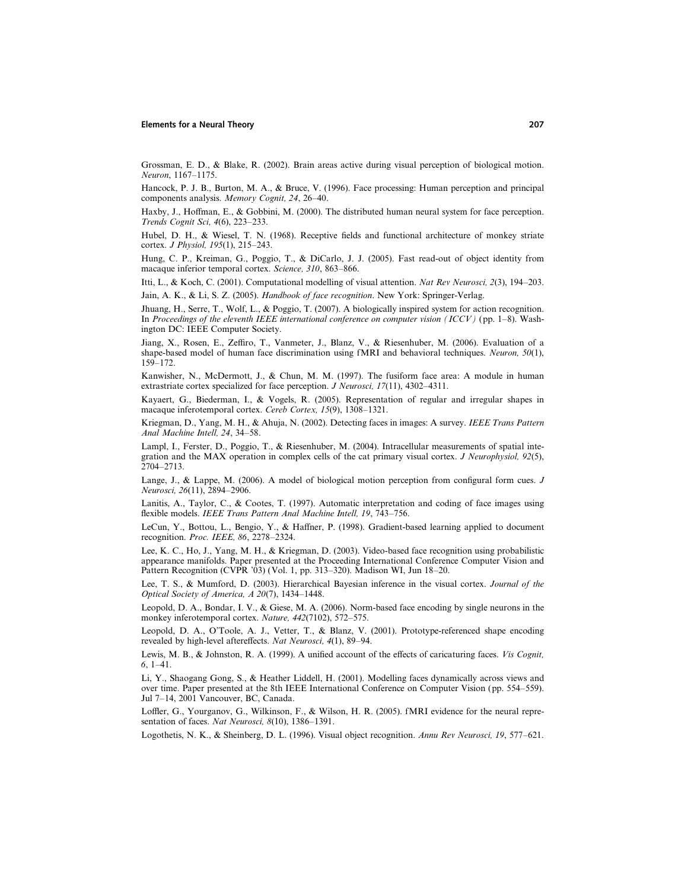Grossman, E. D., & Blake, R. (2002). Brain areas active during visual perception of biological motion. *Neuron*, 1167–1175.

Hancock, P. J. B., Burton, M. A., & Bruce, V. (1996). Face processing: Human perception and principal components analysis. *Memory Cognit, 24*, 26–40.

Haxby, J., Hoffman, E., & Gobbini, M. (2000). The distributed human neural system for face perception. *Trends Cognit Sci, 4*(6), 223–233.

Hubel, D. H., & Wiesel, T. N. (1968). Receptive fields and functional architecture of monkey striate cortex. *J Physiol, 195*(1), 215–243.

Hung, C. P., Kreiman, G., Poggio, T., & DiCarlo, J. J. (2005). Fast read-out of object identity from macaque inferior temporal cortex. *Science, 310*, 863–866.

Itti, L., & Koch, C. (2001). Computational modelling of visual attention. *Nat Rev Neurosci, 2*(3), 194–203.

Jain, A. K., & Li, S. Z. (2005). *Handbook of face recognition*. New York: Springer-Verlag.

Jhuang, H., Serre, T., Wolf, L., & Poggio, T. (2007). A biologically inspired system for action recognition. In *Proceedings of the eleventh IEEE international conference on computer vision (ICCV)* (pp. 1–8). Washington DC: IEEE Computer Society.

Jiang, X., Rosen, E., Zeffiro, T., Vanmeter, J., Blanz, V., & Riesenhuber, M. (2006). Evaluation of a shape-based model of human face discrimination using fMRI and behavioral techniques. *Neuron, 50*(1), 159–172.

Kanwisher, N., McDermott, J., & Chun, M. M. (1997). The fusiform face area: A module in human extrastriate cortex specialized for face perception. *J Neurosci, 17*(11), 4302–4311.

Kayaert, G., Biederman, I., & Vogels, R. (2005). Representation of regular and irregular shapes in macaque inferotemporal cortex. *Cereb Cortex, 15*(9), 1308–1321.

Kriegman, D., Yang, M. H., & Ahuja, N. (2002). Detecting faces in images: A survey. *IEEE Trans Pattern Anal Machine Intell, 24*, 34–58.

Lampl, I., Ferster, D., Poggio, T., & Riesenhuber, M. (2004). Intracellular measurements of spatial integration and the MAX operation in complex cells of the cat primary visual cortex. *J Neurophysiol, 92*(5), 2704–2713.

Lange, J., & Lappe, M. (2006). A model of biological motion perception from configural form cues. *J Neurosci, 26*(11), 2894–2906.

Lanitis, A., Taylor, C., & Cootes, T. (1997). Automatic interpretation and coding of face images using flexible models. *IEEE Trans Pattern Anal Machine Intell, 19*, 743–756.

LeCun, Y., Bottou, L., Bengio, Y., & Haffner, P. (1998). Gradient-based learning applied to document recognition. *Proc. IEEE, 86*, 2278–2324.

Lee, K. C., Ho, J., Yang, M. H., & Kriegman, D. (2003). Video-based face recognition using probabilistic appearance manifolds. Paper presented at the Proceeding International Conference Computer Vision and Pattern Recognition (CVPR '03) (Vol. 1, pp. 313–320). Madison WI, Jun 18–20.

Lee, T. S., & Mumford, D. (2003). Hierarchical Bayesian inference in the visual cortex. *Journal of the Optical Society of America, A 20*(7), 1434–1448.

Leopold, D. A., Bondar, I. V., & Giese, M. A. (2006). Norm-based face encoding by single neurons in the monkey inferotemporal cortex. *Nature, 442*(7102), 572–575.

Leopold, D. A., O'Toole, A. J., Vetter, T., & Blanz, V. (2001). Prototype-referenced shape encoding revealed by high-level aftereffects. *Nat Neurosci, 4*(1), 89–94.

Lewis, M. B., & Johnston, R. A. (1999). A unified account of the effects of caricaturing faces. *Vis Cognit, 6*, 1–41.

Li, Y., Shaogang Gong, S., & Heather Liddell, H. (2001). Modelling faces dynamically across views and over time. Paper presented at the 8th IEEE International Conference on Computer Vision (pp. 554–559). Jul 7–14, 2001 Vancouver, BC, Canada.

Loffler, G., Yourganov, G., Wilkinson, F., & Wilson, H. R. (2005). fMRI evidence for the neural representation of faces. *Nat Neurosci, 8*(10), 1386–1391.

Logothetis, N. K., & Sheinberg, D. L. (1996). Visual object recognition. *Annu Rev Neurosci, 19*, 577–621.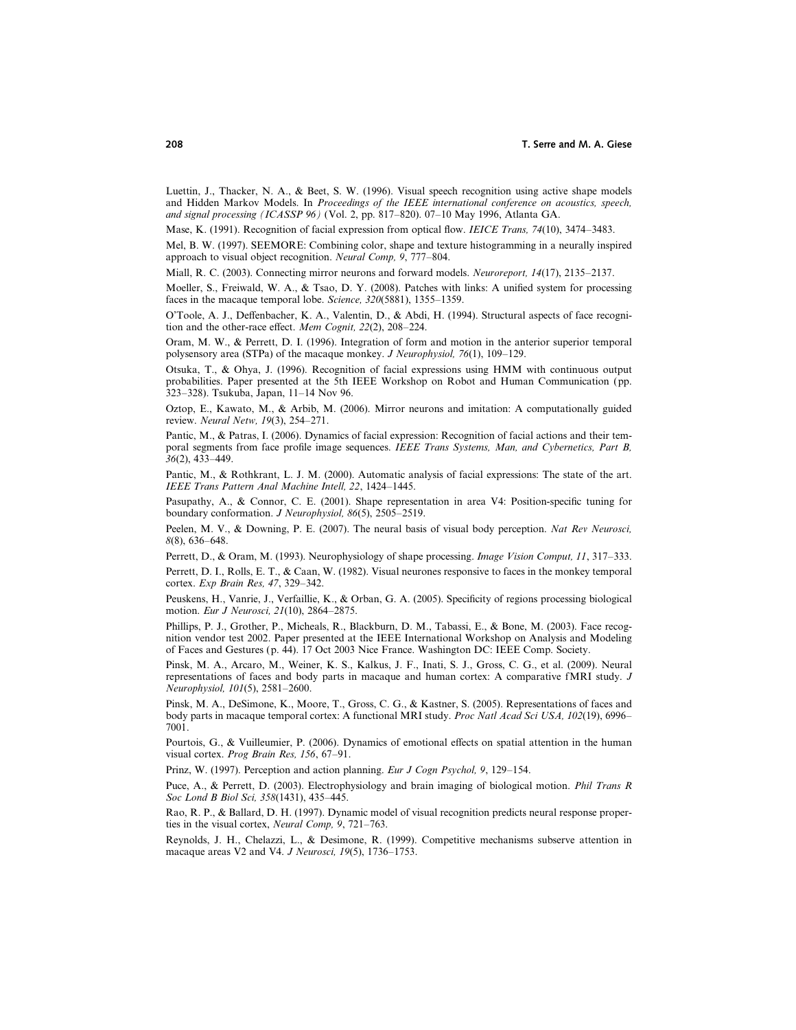Luettin, J., Thacker, N. A., & Beet, S. W. (1996). Visual speech recognition using active shape models and Hidden Markov Models. In *Proceedings of the IEEE international conference on acoustics, speech, and signal processing (ICASSP 96)* (Vol. 2, pp. 817–820). 07–10 May 1996, Atlanta GA.

Mase, K. (1991). Recognition of facial expression from optical flow. *IEICE Trans, 74*(10), 3474–3483.

Mel, B. W. (1997). SEEMORE: Combining color, shape and texture histogramming in a neurally inspired approach to visual object recognition. *Neural Comp, 9*, 777–804.

Miall, R. C. (2003). Connecting mirror neurons and forward models. *Neuroreport, 14*(17), 2135–2137.

Moeller, S., Freiwald, W. A., & Tsao, D. Y. (2008). Patches with links: A unified system for processing faces in the macaque temporal lobe. *Science, 320*(5881), 1355–1359.

O'Toole, A. J., Deffenbacher, K. A., Valentin, D., & Abdi, H. (1994). Structural aspects of face recognition and the other-race effect. *Mem Cognit, 22*(2), 208–224.

Oram, M. W., & Perrett, D. I. (1996). Integration of form and motion in the anterior superior temporal polysensory area (STPa) of the macaque monkey. *J Neurophysiol, 76*(1), 109–129.

Otsuka, T., & Ohya, J. (1996). Recognition of facial expressions using HMM with continuous output probabilities. Paper presented at the 5th IEEE Workshop on Robot and Human Communication (pp. 323–328). Tsukuba, Japan, 11–14 Nov 96.

Oztop, E., Kawato, M., & Arbib, M. (2006). Mirror neurons and imitation: A computationally guided review. *Neural Netw, 19*(3), 254–271.

Pantic, M., & Patras, I. (2006). Dynamics of facial expression: Recognition of facial actions and their temporal segments from face profile image sequences. *IEEE Trans Systems, Man, and Cybernetics, Part B, 36*(2), 433–449.

Pantic, M., & Rothkrant, L. J. M. (2000). Automatic analysis of facial expressions: The state of the art. *IEEE Trans Pattern Anal Machine Intell, 22*, 1424–1445.

Pasupathy, A., & Connor, C. E. (2001). Shape representation in area V4: Position-specific tuning for boundary conformation. *J Neurophysiol, 86*(5), 2505–2519.

Peelen, M. V., & Downing, P. E. (2007). The neural basis of visual body perception. *Nat Rev Neurosci, 8*(8), 636–648.

Perrett, D., & Oram, M. (1993). Neurophysiology of shape processing. *Image Vision Comput, 11*, 317–333.

Perrett, D. I., Rolls, E. T., & Caan, W. (1982). Visual neurones responsive to faces in the monkey temporal cortex. *Exp Brain Res, 47*, 329–342.

Peuskens, H., Vanrie, J., Verfaillie, K., & Orban, G. A. (2005). Specificity of regions processing biological motion. *Eur J Neurosci, 21*(10), 2864–2875.

Phillips, P. J., Grother, P., Micheals, R., Blackburn, D. M., Tabassi, E., & Bone, M. (2003). Face recognition vendor test 2002. Paper presented at the IEEE International Workshop on Analysis and Modeling of Faces and Gestures (p. 44). 17 Oct 2003 Nice France. Washington DC: IEEE Comp. Society.

Pinsk, M. A., Arcaro, M., Weiner, K. S., Kalkus, J. F., Inati, S. J., Gross, C. G., et al. (2009). Neural representations of faces and body parts in macaque and human cortex: A comparative fMRI study. *J Neurophysiol, 101*(5), 2581–2600.

Pinsk, M. A., DeSimone, K., Moore, T., Gross, C. G., & Kastner, S. (2005). Representations of faces and body parts in macaque temporal cortex: A functional MRI study. *Proc Natl Acad Sci USA, 102*(19), 6996–7001.

Pourtois, G., & Vuilleumier, P. (2006). Dynamics of emotional effects on spatial attention in the human visual cortex. *Prog Brain Res, 156*, 67–91.

Prinz, W. (1997). Perception and action planning. *Eur J Cogn Psychol, 9*, 129–154.

Puce, A., & Perrett, D. (2003). Electrophysiology and brain imaging of biological motion. *Phil Trans R Soc Lond B Biol Sci, 358*(1431), 435–445.

Rao, R. P., & Ballard, D. H. (1997). Dynamic model of visual recognition predicts neural response properties in the visual cortex, *Neural Comp, 9*, 721–763.

Reynolds, J. H., Chelazzi, L., & Desimone, R. (1999). Competitive mechanisms subserve attention in macaque areas V2 and V4. *J Neurosci, 19*(5), 1736–1753.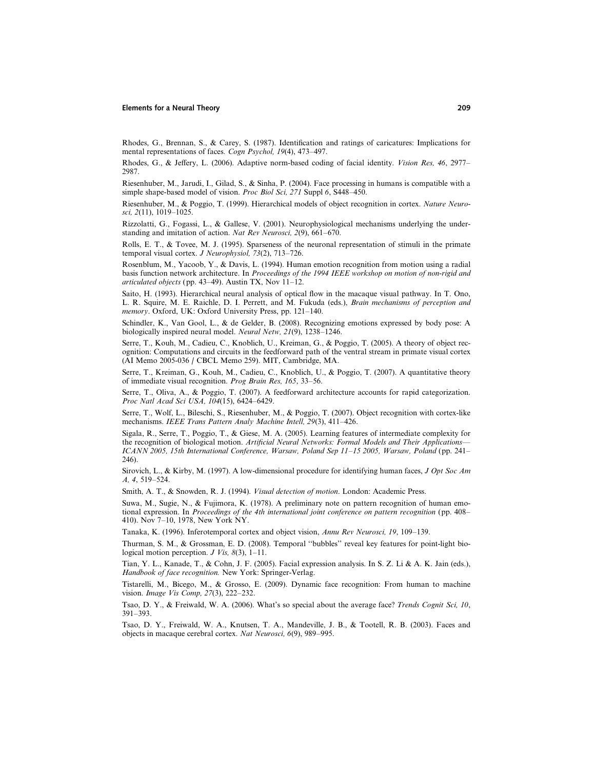Rhodes, G., Brennan, S., & Carey, S. (1987). Identification and ratings of caricatures: Implications for mental representations of faces. *Cogn Psychol, 19*(4), 473–497.

Rhodes, G., & Jeffery, L. (2006). Adaptive norm-based coding of facial identity. *Vision Res, 46*, 2977–2987.

Riesenhuber, M., Jarudi, I., Gilad, S., & Sinha, P. (2004). Face processing in humans is compatible with a simple shape-based model of vision. *Proc Biol Sci, 271* Suppl *6*, S448–450.

Riesenhuber, M., & Poggio, T. (1999). Hierarchical models of object recognition in cortex. *Nature Neurosci, 2*(11), 1019–1025.

Rizzolatti, G., Fogassi, L., & Gallese, V. (2001). Neurophysiological mechanisms underlying the understanding and imitation of action. *Nat Rev Neurosci, 2*(9), 661–670.

Rolls, E. T., & Tovee, M. J. (1995). Sparseness of the neuronal representation of stimuli in the primate temporal visual cortex. *J Neurophysiol, 73*(2), 713–726.

Rosenblum, M., Yacoob, Y., & Davis, L. (1994). Human emotion recognition from motion using a radial basis function network architecture. In *Proceedings of the 1994 IEEE workshop on motion of non-rigid and articulated objects* (pp. 43–49). Austin TX, Nov 11–12.

Saito, H. (1993). Hierarchical neural analysis of optical flow in the macaque visual pathway. In T. Ono, L. R. Squire, M. E. Raichle, D. I. Perrett, and M. Fukuda (eds.), *Brain mechanisms of perception and memory*. Oxford, UK: Oxford University Press, pp. 121–140.

Schindler, K., Van Gool, L., & de Gelder, B. (2008). Recognizing emotions expressed by body pose: A biologically inspired neural model. *Neural Netw, 21*(9), 1238–1246.

Serre, T., Kouh, M., Cadieu, C., Knoblich, U., Kreiman, G., & Poggio, T. (2005). A theory of object recognition: Computations and circuits in the feedforward path of the ventral stream in primate visual cortex (AI Memo 2005-036 / CBCL Memo 259). MIT, Cambridge, MA.

Serre, T., Kreiman, G., Kouh, M., Cadieu, C., Knoblich, U., & Poggio, T. (2007). A quantitative theory of immediate visual recognition. *Prog Brain Res, 165*, 33–56.

Serre, T., Oliva, A., & Poggio, T. (2007). A feedforward architecture accounts for rapid categorization. *Proc Natl Acad Sci USA, 104*(15), 6424–6429.

Serre, T., Wolf, L., Bileschi, S., Riesenhuber, M., & Poggio, T. (2007). Object recognition with cortex-like mechanisms. *IEEE Trans Pattern Analy Machine Intell, 29*(3), 411–426.

Sigala, R., Serre, T., Poggio, T., & Giese, M. A. (2005). Learning features of intermediate complexity for the recognition of biological motion. *Artificial Neural Networks: Formal Models and Their Applications—ICANN 2005, 15th International Conference, Warsaw, Poland Sep 11–15 2005, Warsaw, Poland* (pp. 241–246).

Sirovich, L., & Kirby, M. (1997). A low-dimensional procedure for identifying human faces, *J Opt Soc Am A, 4*, 519–524.

Smith, A. T., & Snowden, R. J. (1994). *Visual detection of motion*. London: Academic Press.

Suwa, M., Sugie, N., & Fujimora, K. (1978). A preliminary note on pattern recognition of human emotional expression. In *Proceedings of the 4th international joint conference on pattern recognition* (pp. 408–410). Nov 7–10, 1978, New York NY.

Tanaka, K. (1996). Inferotemporal cortex and object vision, *Annu Rev Neurosci, 19*, 109–139.

Thurman, S. M., & Grossman, E. D. (2008). Temporal ''bubbles'' reveal key features for point-light biological motion perception. *J Vis, 8*(3), 1–11.

Tian, Y. L., Kanade, T., & Cohn, J. F. (2005). Facial expression analysis. In S. Z. Li & A. K. Jain (eds.), *Handbook of face recognition.* New York: Springer-Verlag.

Tistarelli, M., Bicego, M., & Grosso, E. (2009). Dynamic face recognition: From human to machine vision. *Image Vis Comp, 27*(3), 222–232.

Tsao, D. Y., & Freiwald, W. A. (2006). What's so special about the average face? *Trends Cognit Sci, 10*, 391–393.

Tsao, D. Y., Freiwald, W. A., Knutsen, T. A., Mandeville, J. B., & Tootell, R. B. (2003). Faces and objects in macaque cerebral cortex. *Nat Neurosci, 6*(9), 989–995.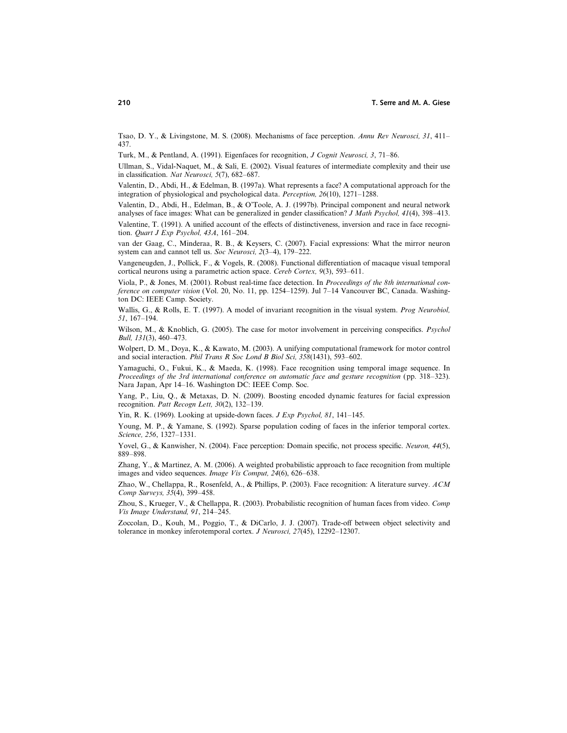Tsao, D. Y., & Livingstone, M. S. (2008). Mechanisms of face perception. *Annu Rev Neurosci, 31*, 411–437.

Turk, M., & Pentland, A. (1991). Eigenfaces for recognition, *J Cognit Neurosci, 3*, 71–86.

Ullman, S., Vidal-Naquet, M., & Sali, E. (2002). Visual features of intermediate complexity and their use in classification. *Nat Neurosci, 5*(7), 682–687.

Valentin, D., Abdi, H., & Edelman, B. (1997a). What represents a face? A computational approach for the integration of physiological and psychological data. *Perception, 26*(10), 1271–1288.

Valentin, D., Abdi, H., Edelman, B., & O'Toole, A. J. (1997b). Principal component and neural network analyses of face images: What can be generalized in gender classification? *J Math Psychol, 41*(4), 398–413.

Valentine, T. (1991). A unified account of the effects of distinctiveness, inversion and race in face recognition. *Quart J Exp Psychol, 43A*, 161–204.

van der Gaag, C., Minderaa, R. B., & Keysers, C. (2007). Facial expressions: What the mirror neuron system can and cannot tell us. *Soc Neurosci, 2*(3–4), 179–222.

Vangeneugden, J., Pollick, F., & Vogels, R. (2008). Functional differentiation of macaque visual temporal cortical neurons using a parametric action space. *Cereb Cortex, 9*(3), 593–611.

Viola, P., & Jones, M. (2001). Robust real-time face detection. In *Proceedings of the 8th international conference on computer vision* (Vol. 20, No. 11, pp. 1254–1259). Jul 7–14 Vancouver BC, Canada. Washington DC: IEEE Camp. Society.

Wallis, G., & Rolls, E. T. (1997). A model of invariant recognition in the visual system. *Prog Neurobiol, 51*, 167–194.

Wilson, M., & Knoblich, G. (2005). The case for motor involvement in perceiving conspecifics. *Psychol Bull, 131*(3), 460–473.

Wolpert, D. M., Doya, K., & Kawato, M. (2003). A unifying computational framework for motor control and social interaction. *Phil Trans R Soc Lond B Biol Sci, 358*(1431), 593–602.

Yamaguchi, O., Fukui, K., & Maeda, K. (1998). Face recognition using temporal image sequence. In *Proceedings of the 3rd international conference on automatic face and gesture recognition* (pp. 318–323). Nara Japan, Apr 14–16. Washington DC: IEEE Comp. Soc.

Yang, P., Liu, Q., & Metaxas, D. N. (2009). Boosting encoded dynamic features for facial expression recognition. *Patt Recogn Lett, 30*(2), 132–139.

Yin, R. K. (1969). Looking at upside-down faces. *J Exp Psychol, 81*, 141–145.

Young, M. P., & Yamane, S. (1992). Sparse population coding of faces in the inferior temporal cortex. *Science, 256*, 1327–1331.

Yovel, G., & Kanwisher, N. (2004). Face perception: Domain specific, not process specific. *Neuron, 44*(5), 889–898.

Zhang, Y., & Martinez, A. M. (2006). A weighted probabilistic approach to face recognition from multiple images and video sequences. *Image Vis Comput, 24*(6), 626–638.

Zhao, W., Chellappa, R., Rosenfeld, A., & Phillips, P. (2003). Face recognition: A literature survey. *ACM Comp Surveys, 35*(4), 399–458.

Zhou, S., Krueger, V., & Chellappa, R. (2003). Probabilistic recognition of human faces from video. *Comp Vis Image Understand, 91*, 214–245.

Zoccolan, D., Kouh, M., Poggio, T., & DiCarlo, J. J. (2007). Trade-off between object selectivity and tolerance in monkey inferotemporal cortex. *J Neurosci, 27*(45), 12292–12307.